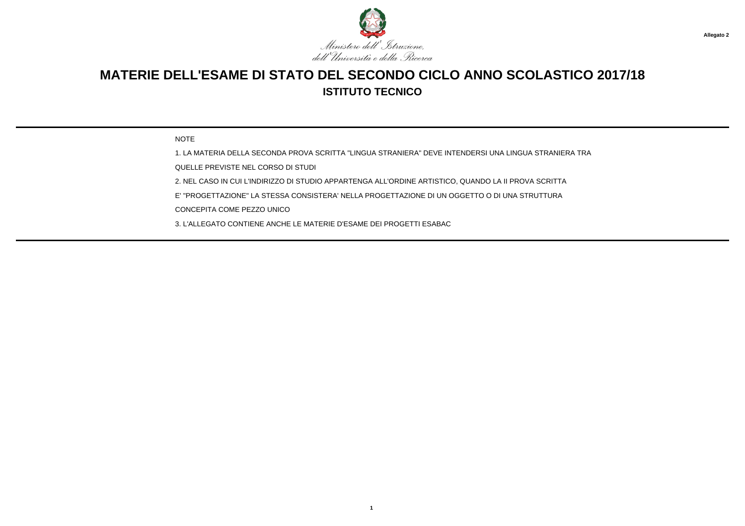Allegato 2

Ministero dell'Istruzione, dell'Università e della Ricerca

# MATERIE DELL'ESAME DI STATO DEL SECONDO CICLO ANNO SCOLASTICO 2017/18

## ISTITUTO TECNICO

NOTE

1. LA MATERIA DELLA SECONDA PROVA SCRITTA "LINGUA STRANIERA" DEVE INTENDERSI UNA LINGUA STRANIERA TRA QUELLE PREVISTE NEL CORSO DI STUDI

2. NEL CASO IN CUI L'INDIRIZZO DI STUDIO APPARTENGA ALL'ORDINE ARTISTICO, QUANDO LA II PROVA SCRITTA E' "PROGETTAZIONE" LA STESSA CONSISTERA' NELLA PROGETTAZIONE DI UN OGGETTO O DI UNA STRUTTURA CONCEPITA COME PEZZO UNICO

3. L'ALLEGATO CONTIENE ANCHE LE MATERIE D'ESAME DEI PROGETTI ESABAC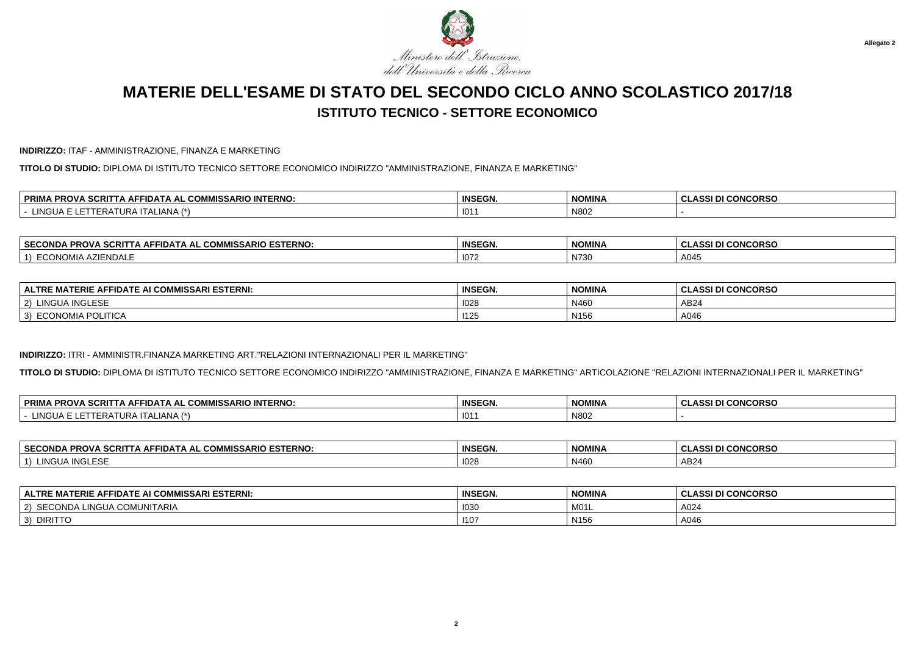Ministero dell'Istruzione, dell'Università e della Ricerca

Allegato 2

# MATERIE DELL'ESAME DI STATO DEL SECONDO CICLO ANNO SCOLASTICO 2017/18

## ISTITUTO TECNICO - SETTORE ECONOMICO

**INDIRIZZO:** ITAF - AMMINISTRAZIONE, FINANZA E MARKETING

**TITOLO DI STUDIO:** DIPLOMA DI ISTITUTO TECNICO SETTORE ECONOMICO INDIRIZZO "AMMINISTRAZIONE, FINANZA E MARKETING"

| PRIMA PROVA SCRITTA AFFIDATA AL COMMISSARIO INTERNO: | INSEGN. | NOMINA | CLASSI DI CONCORSO |
|---|---|---|---|
| - LINGUA E LETTERATURA ITALIANA (*) | I011 | N802 | - |

| SECONDA PROVA SCRITTA AFFIDATA AL COMMISSARIO ESTERNO: | INSEGN. | NOMINA | CLASSI DI CONCORSO |
|---|---|---|---|
| 1) ECONOMIA AZIENDALE | I072 | N730 | A045 |

| ALTRE MATERIE AFFIDATE AI COMMISSARI ESTERNI: | INSEGN. | NOMINA | CLASSI DI CONCORSO |
|---|---|---|---|
| 2) LINGUA INGLESE | I028 | N460 | AB24 |
| 3) ECONOMIA POLITICA | I125 | N156 | A046 |

**INDIRIZZO:** ITRI - AMMINISTR.FINANZA MARKETING ART."RELAZIONI INTERNAZIONALI PER IL MARKETING"

**TITOLO DI STUDIO:** DIPLOMA DI ISTITUTO TECNICO SETTORE ECONOMICO INDIRIZZO "AMMINISTRAZIONE, FINANZA E MARKETING" ARTICOLAZIONE "RELAZIONI INTERNAZIONALI PER IL MARKETING"

| PRIMA PROVA SCRITTA AFFIDATA AL COMMISSARIO INTERNO: | INSEGN. | NOMINA | CLASSI DI CONCORSO |
|---|---|---|---|
| - LINGUA E LETTERATURA ITALIANA (*) | I011 | N802 | - |

| SECONDA PROVA SCRITTA AFFIDATA AL COMMISSARIO ESTERNO: | INSEGN. | NOMINA | CLASSI DI CONCORSO |
|---|---|---|---|
| 1) LINGUA INGLESE | I028 | N460 | AB24 |

| ALTRE MATERIE AFFIDATE AI COMMISSARI ESTERNI: | INSEGN. | NOMINA | CLASSI DI CONCORSO |
|---|---|---|---|
| 2) SECONDA LINGUA COMUNITARIA | I030 | M01L | A024 |
| 3) DIRITTO | I107 | N156 | A046 |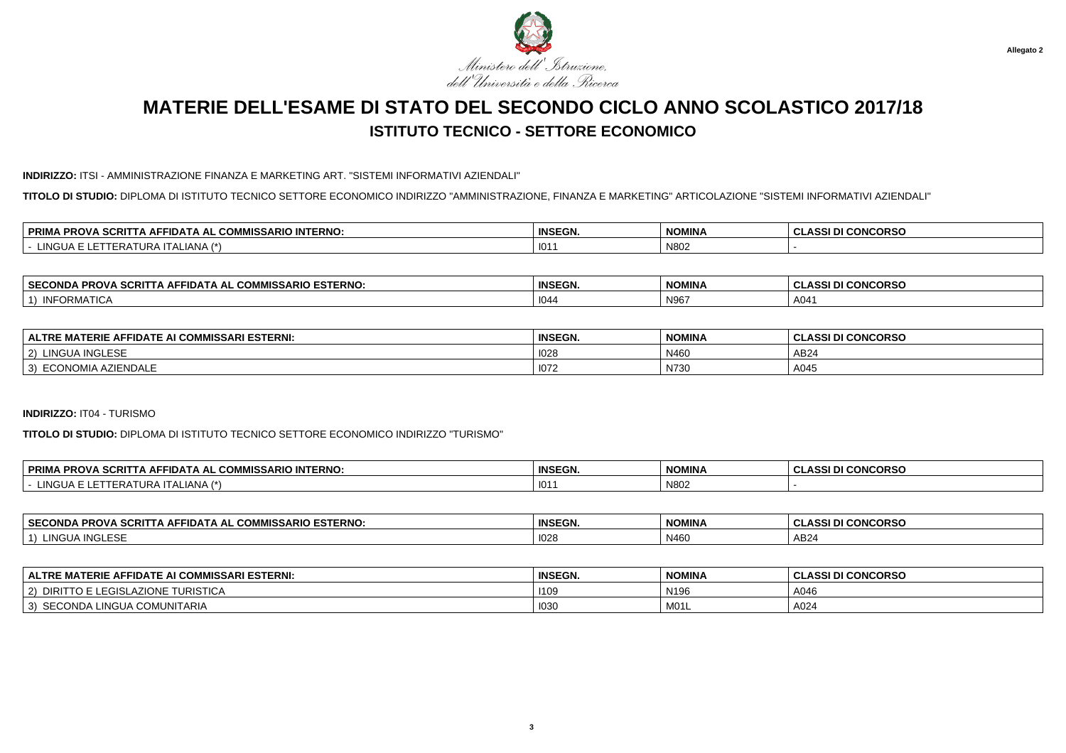Ministero dell'Istruzione, dell'Università e della Ricerca

Allegato 2

# MATERIE DELL'ESAME DI STATO DEL SECONDO CICLO ANNO SCOLASTICO 2017/18

## ISTITUTO TECNICO - SETTORE ECONOMICO

**INDIRIZZO:** ITSI - AMMINISTRAZIONE FINANZA E MARKETING ART. "SISTEMI INFORMATIVI AZIENDALI"

**TITOLO DI STUDIO:** DIPLOMA DI ISTITUTO TECNICO SETTORE ECONOMICO INDIRIZZO "AMMINISTRAZIONE, FINANZA E MARKETING" ARTICOLAZIONE "SISTEMI INFORMATIVI AZIENDALI"

| PRIMA PROVA SCRITTA AFFIDATA AL COMMISSARIO INTERNO: | INSEGN. | NOMINA | CLASSI DI CONCORSO |
|---|---|---|---|
| - LINGUA E LETTERATURA ITALIANA (*) | I011 | N802 | - |

| SECONDA PROVA SCRITTA AFFIDATA AL COMMISSARIO ESTERNO: | INSEGN. | NOMINA | CLASSI DI CONCORSO |
|---|---|---|---|
| 1) INFORMATICA | I044 | N967 | A041 |

| ALTRE MATERIE AFFIDATE AI COMMISSARI ESTERNI: | INSEGN. | NOMINA | CLASSI DI CONCORSO |
|---|---|---|---|
| 2) LINGUA INGLESE | I028 | N460 | AB24 |
| 3) ECONOMIA AZIENDALE | I072 | N730 | A045 |

**INDIRIZZO:** IT04 - TURISMO

**TITOLO DI STUDIO:** DIPLOMA DI ISTITUTO TECNICO SETTORE ECONOMICO INDIRIZZO "TURISMO"

| PRIMA PROVA SCRITTA AFFIDATA AL COMMISSARIO INTERNO: | INSEGN. | NOMINA | CLASSI DI CONCORSO |
|---|---|---|---|
| - LINGUA E LETTERATURA ITALIANA (*) | I011 | N802 | - |

| SECONDA PROVA SCRITTA AFFIDATA AL COMMISSARIO ESTERNO: | INSEGN. | NOMINA | CLASSI DI CONCORSO |
|---|---|---|---|
| 1) LINGUA INGLESE | I028 | N460 | AB24 |

| ALTRE MATERIE AFFIDATE AI COMMISSARI ESTERNI: | INSEGN. | NOMINA | CLASSI DI CONCORSO |
|---|---|---|---|
| 2) DIRITTO E LEGISLAZIONE TURISTICA | I109 | N196 | A046 |
| 3) SECONDA LINGUA COMUNITARIA | I030 | M01L | A024 |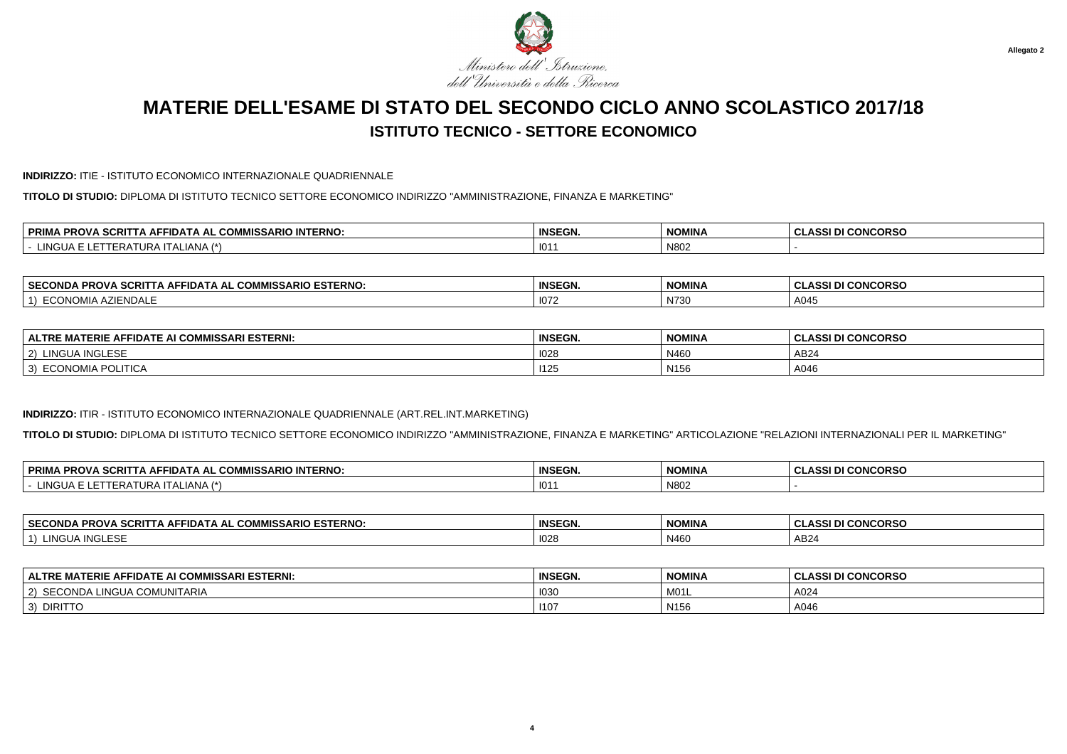Ministero dell'Istruzione, dell'Università e della Ricerca

Allegato 2

# MATERIE DELL'ESAME DI STATO DEL SECONDO CICLO ANNO SCOLASTICO 2017/18

## ISTITUTO TECNICO - SETTORE ECONOMICO

**INDIRIZZO:** ITIE - ISTITUTO ECONOMICO INTERNAZIONALE QUADRIENNALE

**TITOLO DI STUDIO:** DIPLOMA DI ISTITUTO TECNICO SETTORE ECONOMICO INDIRIZZO "AMMINISTRAZIONE, FINANZA E MARKETING"

| PRIMA PROVA SCRITTA AFFIDATA AL COMMISSARIO INTERNO: | INSEGN. | NOMINA | CLASSI DI CONCORSO |
|---|---|---|---|
| - LINGUA E LETTERATURA ITALIANA (*) | I011 | N802 | - |

| SECONDA PROVA SCRITTA AFFIDATA AL COMMISSARIO ESTERNO: | INSEGN. | NOMINA | CLASSI DI CONCORSO |
|---|---|---|---|
| 1) ECONOMIA AZIENDALE | I072 | N730 | A045 |

| ALTRE MATERIE AFFIDATE AI COMMISSARI ESTERNI: | INSEGN. | NOMINA | CLASSI DI CONCORSO |
|---|---|---|---|
| 2) LINGUA INGLESE | I028 | N460 | AB24 |
| 3) ECONOMIA POLITICA | I125 | N156 | A046 |

**INDIRIZZO:** ITIR - ISTITUTO ECONOMICO INTERNAZIONALE QUADRIENNALE (ART.REL.INT.MARKETING)

**TITOLO DI STUDIO:** DIPLOMA DI ISTITUTO TECNICO SETTORE ECONOMICO INDIRIZZO "AMMINISTRAZIONE, FINANZA E MARKETING" ARTICOLAZIONE "RELAZIONI INTERNAZIONALI PER IL MARKETING"

| PRIMA PROVA SCRITTA AFFIDATA AL COMMISSARIO INTERNO: | INSEGN. | NOMINA | CLASSI DI CONCORSO |
|---|---|---|---|
| - LINGUA E LETTERATURA ITALIANA (*) | I011 | N802 | - |

| SECONDA PROVA SCRITTA AFFIDATA AL COMMISSARIO ESTERNO: | INSEGN. | NOMINA | CLASSI DI CONCORSO |
|---|---|---|---|
| 1) LINGUA INGLESE | I028 | N460 | AB24 |

| ALTRE MATERIE AFFIDATE AI COMMISSARI ESTERNI: | INSEGN. | NOMINA | CLASSI DI CONCORSO |
|---|---|---|---|
| 2) SECONDA LINGUA COMUNITARIA | I030 | M01L | A024 |
| 3) DIRITTO | I107 | N156 | A046 |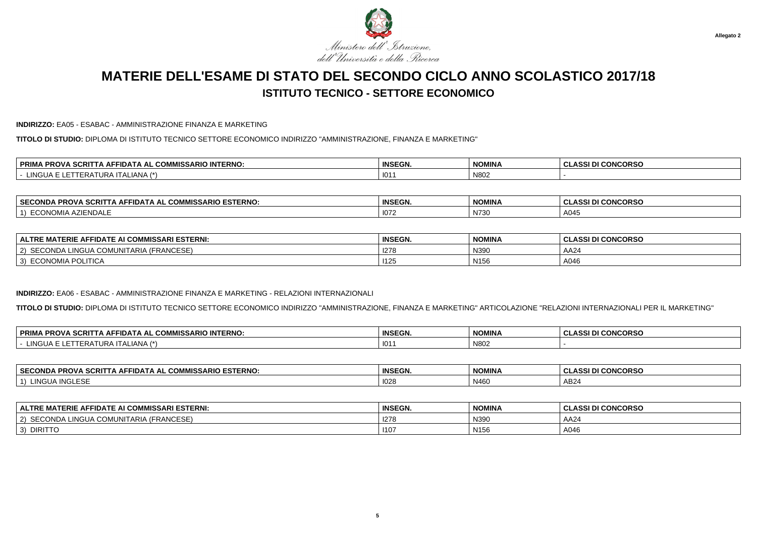Ministero dell'Istruzione, dell'Università e della Ricerca

Allegato 2

# MATERIE DELL'ESAME DI STATO DEL SECONDO CICLO ANNO SCOLASTICO 2017/18

## ISTITUTO TECNICO - SETTORE ECONOMICO

**INDIRIZZO:** EA05 - ESABAC - AMMINISTRAZIONE FINANZA E MARKETING

**TITOLO DI STUDIO:** DIPLOMA DI ISTITUTO TECNICO SETTORE ECONOMICO INDIRIZZO "AMMINISTRAZIONE, FINANZA E MARKETING"

| PRIMA PROVA SCRITTA AFFIDATA AL COMMISSARIO INTERNO: | INSEGN. | NOMINA | CLASSI DI CONCORSO |
|---|---|---|---|
| - LINGUA E LETTERATURA ITALIANA (*) | I011 | N802 | - |

| SECONDA PROVA SCRITTA AFFIDATA AL COMMISSARIO ESTERNO: | INSEGN. | NOMINA | CLASSI DI CONCORSO |
|---|---|---|---|
| 1) ECONOMIA AZIENDALE | I072 | N730 | A045 |

| ALTRE MATERIE AFFIDATE AI COMMISSARI ESTERNI: | INSEGN. | NOMINA | CLASSI DI CONCORSO |
|---|---|---|---|
| 2) SECONDA LINGUA COMUNITARIA (FRANCESE) | I278 | N390 | AA24 |
| 3) ECONOMIA POLITICA | I125 | N156 | A046 |

**INDIRIZZO:** EA06 - ESABAC - AMMINISTRAZIONE FINANZA E MARKETING - RELAZIONI INTERNAZIONALI

**TITOLO DI STUDIO:** DIPLOMA DI ISTITUTO TECNICO SETTORE ECONOMICO INDIRIZZO "AMMINISTRAZIONE, FINANZA E MARKETING" ARTICOLAZIONE "RELAZIONI INTERNAZIONALI PER IL MARKETING"

| PRIMA PROVA SCRITTA AFFIDATA AL COMMISSARIO INTERNO: | INSEGN. | NOMINA | CLASSI DI CONCORSO |
|---|---|---|---|
| - LINGUA E LETTERATURA ITALIANA (*) | I011 | N802 | - |

| SECONDA PROVA SCRITTA AFFIDATA AL COMMISSARIO ESTERNO: | INSEGN. | NOMINA | CLASSI DI CONCORSO |
|---|---|---|---|
| 1) LINGUA INGLESE | I028 | N460 | AB24 |

| ALTRE MATERIE AFFIDATE AI COMMISSARI ESTERNI: | INSEGN. | NOMINA | CLASSI DI CONCORSO |
|---|---|---|---|
| 2) SECONDA LINGUA COMUNITARIA (FRANCESE) | I278 | N390 | AA24 |
| 3) DIRITTO | I107 | N156 | A046 |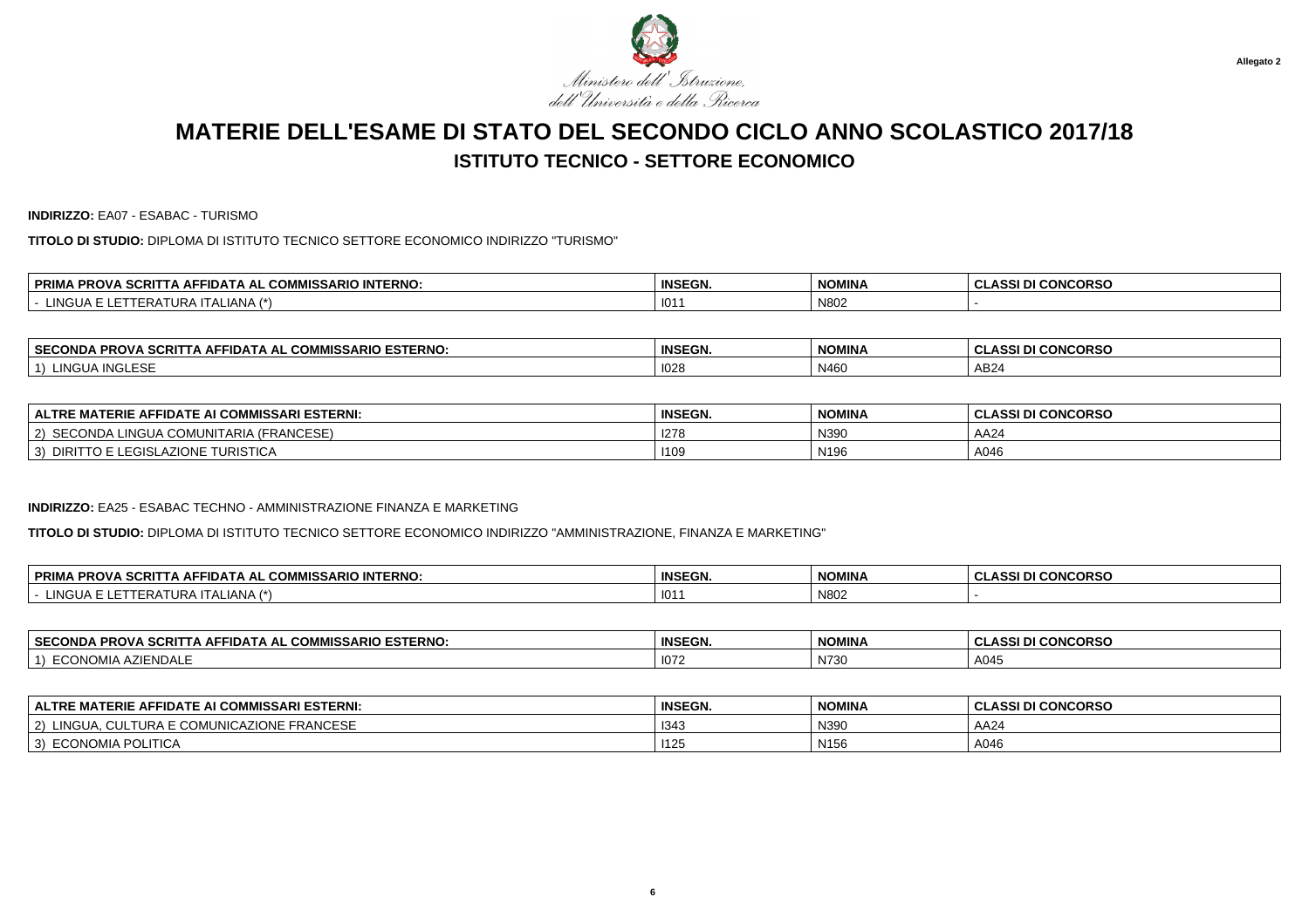Ministero dell'Istruzione, dell'Università e della Ricerca

Allegato 2

# MATERIE DELL'ESAME DI STATO DEL SECONDO CICLO ANNO SCOLASTICO 2017/18

## ISTITUTO TECNICO - SETTORE ECONOMICO

**INDIRIZZO:** EA07 - ESABAC - TURISMO

**TITOLO DI STUDIO:** DIPLOMA DI ISTITUTO TECNICO SETTORE ECONOMICO INDIRIZZO "TURISMO"

| PRIMA PROVA SCRITTA AFFIDATA AL COMMISSARIO INTERNO: | INSEGN. | NOMINA | CLASSI DI CONCORSO |
|---|---|---|---|
| - LINGUA E LETTERATURA ITALIANA (*) | I011 | N802 | - |

| SECONDA PROVA SCRITTA AFFIDATA AL COMMISSARIO ESTERNO: | INSEGN. | NOMINA | CLASSI DI CONCORSO |
|---|---|---|---|
| 1) LINGUA INGLESE | I028 | N460 | AB24 |

| ALTRE MATERIE AFFIDATE AI COMMISSARI ESTERNI: | INSEGN. | NOMINA | CLASSI DI CONCORSO |
|---|---|---|---|
| 2) SECONDA LINGUA COMUNITARIA (FRANCESE) | I278 | N390 | AA24 |
| 3) DIRITTO E LEGISLAZIONE TURISTICA | I109 | N196 | A046 |

**INDIRIZZO:** EA25 - ESABAC TECHNO - AMMINISTRAZIONE FINANZA E MARKETING

**TITOLO DI STUDIO:** DIPLOMA DI ISTITUTO TECNICO SETTORE ECONOMICO INDIRIZZO "AMMINISTRAZIONE, FINANZA E MARKETING"

| PRIMA PROVA SCRITTA AFFIDATA AL COMMISSARIO INTERNO: | INSEGN. | NOMINA | CLASSI DI CONCORSO |
|---|---|---|---|
| - LINGUA E LETTERATURA ITALIANA (*) | I011 | N802 | - |

| SECONDA PROVA SCRITTA AFFIDATA AL COMMISSARIO ESTERNO: | INSEGN. | NOMINA | CLASSI DI CONCORSO |
|---|---|---|---|
| 1) ECONOMIA AZIENDALE | I072 | N730 | A045 |

| ALTRE MATERIE AFFIDATE AI COMMISSARI ESTERNI: | INSEGN. | NOMINA | CLASSI DI CONCORSO |
|---|---|---|---|
| 2) LINGUA, CULTURA E COMUNICAZIONE FRANCESE | I343 | N390 | AA24 |
| 3) ECONOMIA POLITICA | I125 | N156 | A046 |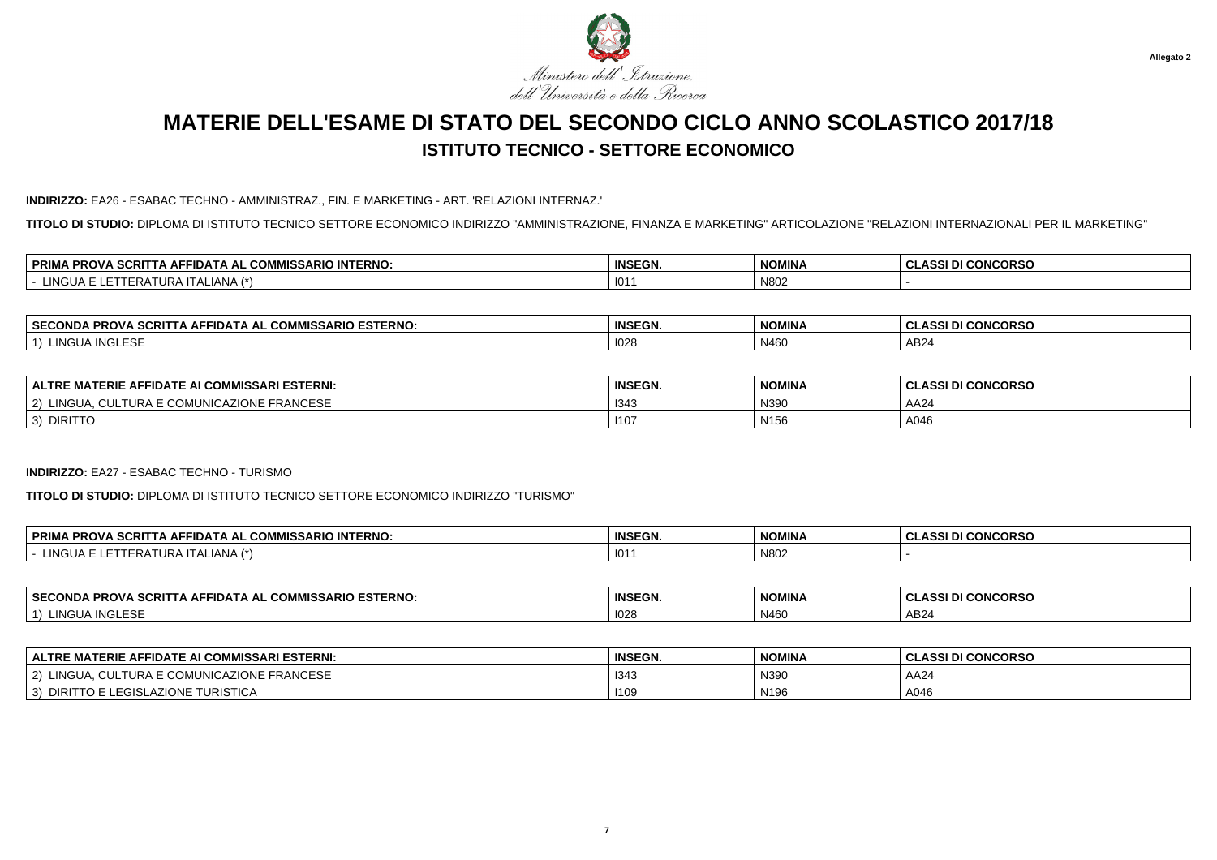Ministero dell'Istruzione, dell'Università e della Ricerca

Allegato 2

# MATERIE DELL'ESAME DI STATO DEL SECONDO CICLO ANNO SCOLASTICO 2017/18

## ISTITUTO TECNICO - SETTORE ECONOMICO

**INDIRIZZO:** EA26 - ESABAC TECHNO - AMMINISTRAZ., FIN. E MARKETING - ART. 'RELAZIONI INTERNAZ.'

**TITOLO DI STUDIO:** DIPLOMA DI ISTITUTO TECNICO SETTORE ECONOMICO INDIRIZZO "AMMINISTRAZIONE, FINANZA E MARKETING" ARTICOLAZIONE "RELAZIONI INTERNAZIONALI PER IL MARKETING"

| PRIMA PROVA SCRITTA AFFIDATA AL COMMISSARIO INTERNO: | INSEGN. | NOMINA | CLASSI DI CONCORSO |
|---|---|---|---|
| - LINGUA E LETTERATURA ITALIANA (*) | I011 | N802 | - |

| SECONDA PROVA SCRITTA AFFIDATA AL COMMISSARIO ESTERNO: | INSEGN. | NOMINA | CLASSI DI CONCORSO |
|---|---|---|---|
| 1) LINGUA INGLESE | I028 | N460 | AB24 |

| ALTRE MATERIE AFFIDATE AI COMMISSARI ESTERNI: | INSEGN. | NOMINA | CLASSI DI CONCORSO |
|---|---|---|---|
| 2) LINGUA, CULTURA E COMUNICAZIONE FRANCESE | I343 | N390 | AA24 |
| 3) DIRITTO | I107 | N156 | A046 |

**INDIRIZZO:** EA27 - ESABAC TECHNO - TURISMO

**TITOLO DI STUDIO:** DIPLOMA DI ISTITUTO TECNICO SETTORE ECONOMICO INDIRIZZO "TURISMO"

| PRIMA PROVA SCRITTA AFFIDATA AL COMMISSARIO INTERNO: | INSEGN. | NOMINA | CLASSI DI CONCORSO |
|---|---|---|---|
| - LINGUA E LETTERATURA ITALIANA (*) | I011 | N802 | - |

| SECONDA PROVA SCRITTA AFFIDATA AL COMMISSARIO ESTERNO: | INSEGN. | NOMINA | CLASSI DI CONCORSO |
|---|---|---|---|
| 1) LINGUA INGLESE | I028 | N460 | AB24 |

| ALTRE MATERIE AFFIDATE AI COMMISSARI ESTERNI: | INSEGN. | NOMINA | CLASSI DI CONCORSO |
|---|---|---|---|
| 2) LINGUA, CULTURA E COMUNICAZIONE FRANCESE | I343 | N390 | AA24 |
| 3) DIRITTO E LEGISLAZIONE TURISTICA | I109 | N196 | A046 |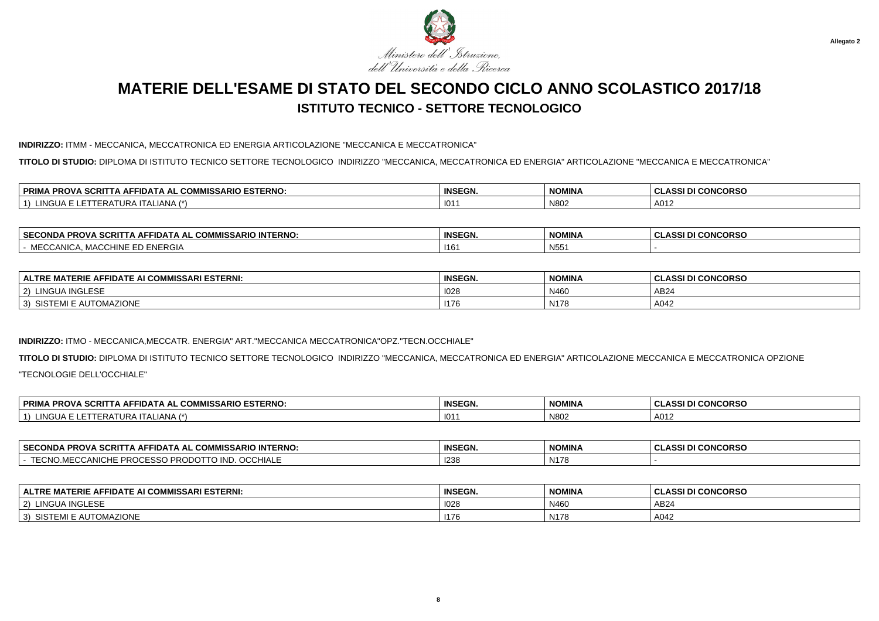Allegato 2

Ministero dell'Istruzione, dell'Università e della Ricerca

# MATERIE DELL'ESAME DI STATO DEL SECONDO CICLO ANNO SCOLASTICO 2017/18

## ISTITUTO TECNICO - SETTORE TECNOLOGICO

**INDIRIZZO:** ITMM - MECCANICA, MECCATRONICA ED ENERGIA ARTICOLAZIONE "MECCANICA E MECCATRONICA"

**TITOLO DI STUDIO:** DIPLOMA DI ISTITUTO TECNICO SETTORE TECNOLOGICO INDIRIZZO "MECCANICA, MECCATRONICA ED ENERGIA" ARTICOLAZIONE "MECCANICA E MECCATRONICA"

| PRIMA PROVA SCRITTA AFFIDATA AL COMMISSARIO ESTERNO: | INSEGN. | NOMINA | CLASSI DI CONCORSO |
|---|---|---|---|
| 1) LINGUA E LETTERATURA ITALIANA (*) | I011 | N802 | A012 |

| SECONDA PROVA SCRITTA AFFIDATA AL COMMISSARIO INTERNO: | INSEGN. | NOMINA | CLASSI DI CONCORSO |
|---|---|---|---|
| - MECCANICA, MACCHINE ED ENERGIA | I161 | N551 | - |

| ALTRE MATERIE AFFIDATE AI COMMISSARI ESTERNI: | INSEGN. | NOMINA | CLASSI DI CONCORSO |
|---|---|---|---|
| 2) LINGUA INGLESE | I028 | N460 | AB24 |
| 3) SISTEMI E AUTOMAZIONE | I176 | N178 | A042 |

**INDIRIZZO:** ITMO - MECCANICA,MECCATR. ENERGIA" ART."MECCANICA MECCATRONICA"OPZ."TECN.OCCHIALE"

**TITOLO DI STUDIO:** DIPLOMA DI ISTITUTO TECNICO SETTORE TECNOLOGICO INDIRIZZO "MECCANICA, MECCATRONICA ED ENERGIA" ARTICOLAZIONE MECCANICA E MECCATRONICA OPZIONE "TECNOLOGIE DELL'OCCHIALE"

| PRIMA PROVA SCRITTA AFFIDATA AL COMMISSARIO ESTERNO: | INSEGN. | NOMINA | CLASSI DI CONCORSO |
|---|---|---|---|
| 1) LINGUA E LETTERATURA ITALIANA (*) | I011 | N802 | A012 |

| SECONDA PROVA SCRITTA AFFIDATA AL COMMISSARIO INTERNO: | INSEGN. | NOMINA | CLASSI DI CONCORSO |
|---|---|---|---|
| - TECNO.MECCANICHE PROCESSO PRODOTTO IND. OCCHIALE | I238 | N178 | - |

| ALTRE MATERIE AFFIDATE AI COMMISSARI ESTERNI: | INSEGN. | NOMINA | CLASSI DI CONCORSO |
|---|---|---|---|
| 2) LINGUA INGLESE | I028 | N460 | AB24 |
| 3) SISTEMI E AUTOMAZIONE | I176 | N178 | A042 |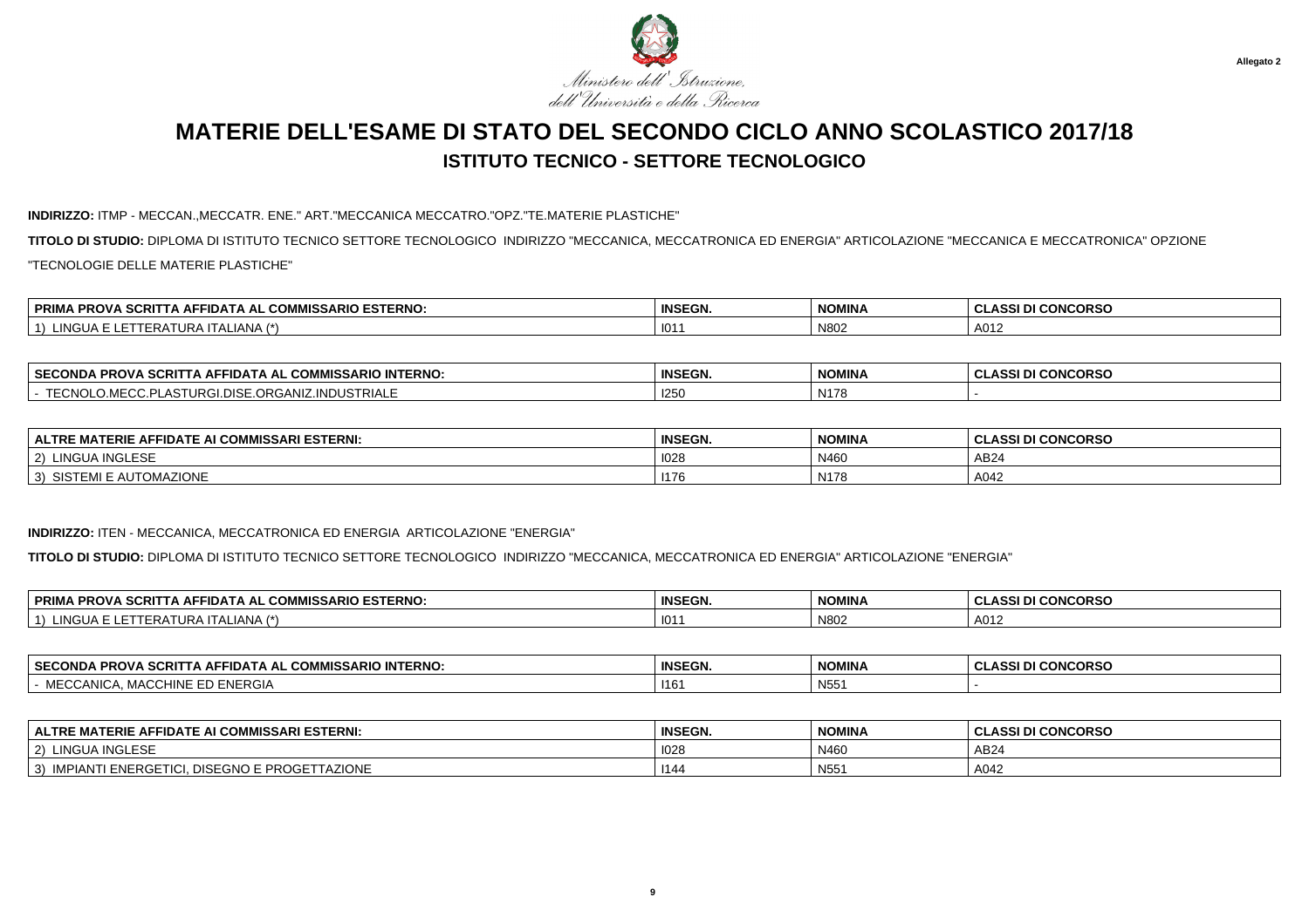Allegato 2

Ministero dell'Istruzione, dell'Università e della Ricerca

# MATERIE DELL'ESAME DI STATO DEL SECONDO CICLO ANNO SCOLASTICO 2017/18

## ISTITUTO TECNICO - SETTORE TECNOLOGICO

**INDIRIZZO:** ITMP - MECCAN.,MECCATR. ENE." ART."MECCANICA MECCATRO."OPZ."TE.MATERIE PLASTICHE"

**TITOLO DI STUDIO:** DIPLOMA DI ISTITUTO TECNICO SETTORE TECNOLOGICO INDIRIZZO "MECCANICA, MECCATRONICA ED ENERGIA" ARTICOLAZIONE "MECCANICA E MECCATRONICA" OPZIONE "TECNOLOGIE DELLE MATERIE PLASTICHE"

| PRIMA PROVA SCRITTA AFFIDATA AL COMMISSARIO ESTERNO: | INSEGN. | NOMINA | CLASSI DI CONCORSO |
|---|---|---|---|
| 1) LINGUA E LETTERATURA ITALIANA (*) | I011 | N802 | A012 |

| SECONDA PROVA SCRITTA AFFIDATA AL COMMISSARIO INTERNO: | INSEGN. | NOMINA | CLASSI DI CONCORSO |
|---|---|---|---|
| - TECNOLO.MECC.PLASTURGI.DISE.ORGANIZ.INDUSTRIALE | I250 | N178 | - |

| ALTRE MATERIE AFFIDATE AI COMMISSARI ESTERNI: | INSEGN. | NOMINA | CLASSI DI CONCORSO |
|---|---|---|---|
| 2) LINGUA INGLESE | I028 | N460 | AB24 |
| 3) SISTEMI E AUTOMAZIONE | I176 | N178 | A042 |

**INDIRIZZO:** ITEN - MECCANICA, MECCATRONICA ED ENERGIA ARTICOLAZIONE "ENERGIA"

**TITOLO DI STUDIO:** DIPLOMA DI ISTITUTO TECNICO SETTORE TECNOLOGICO INDIRIZZO "MECCANICA, MECCATRONICA ED ENERGIA" ARTICOLAZIONE "ENERGIA"

| PRIMA PROVA SCRITTA AFFIDATA AL COMMISSARIO ESTERNO: | INSEGN. | NOMINA | CLASSI DI CONCORSO |
|---|---|---|---|
| 1) LINGUA E LETTERATURA ITALIANA (*) | I011 | N802 | A012 |

| SECONDA PROVA SCRITTA AFFIDATA AL COMMISSARIO INTERNO: | INSEGN. | NOMINA | CLASSI DI CONCORSO |
|---|---|---|---|
| - MECCANICA, MACCHINE ED ENERGIA | I161 | N551 | - |

| ALTRE MATERIE AFFIDATE AI COMMISSARI ESTERNI: | INSEGN. | NOMINA | CLASSI DI CONCORSO |
|---|---|---|---|
| 2) LINGUA INGLESE | I028 | N460 | AB24 |
| 3) IMPIANTI ENERGETICI, DISEGNO E PROGETTAZIONE | I144 | N551 | A042 |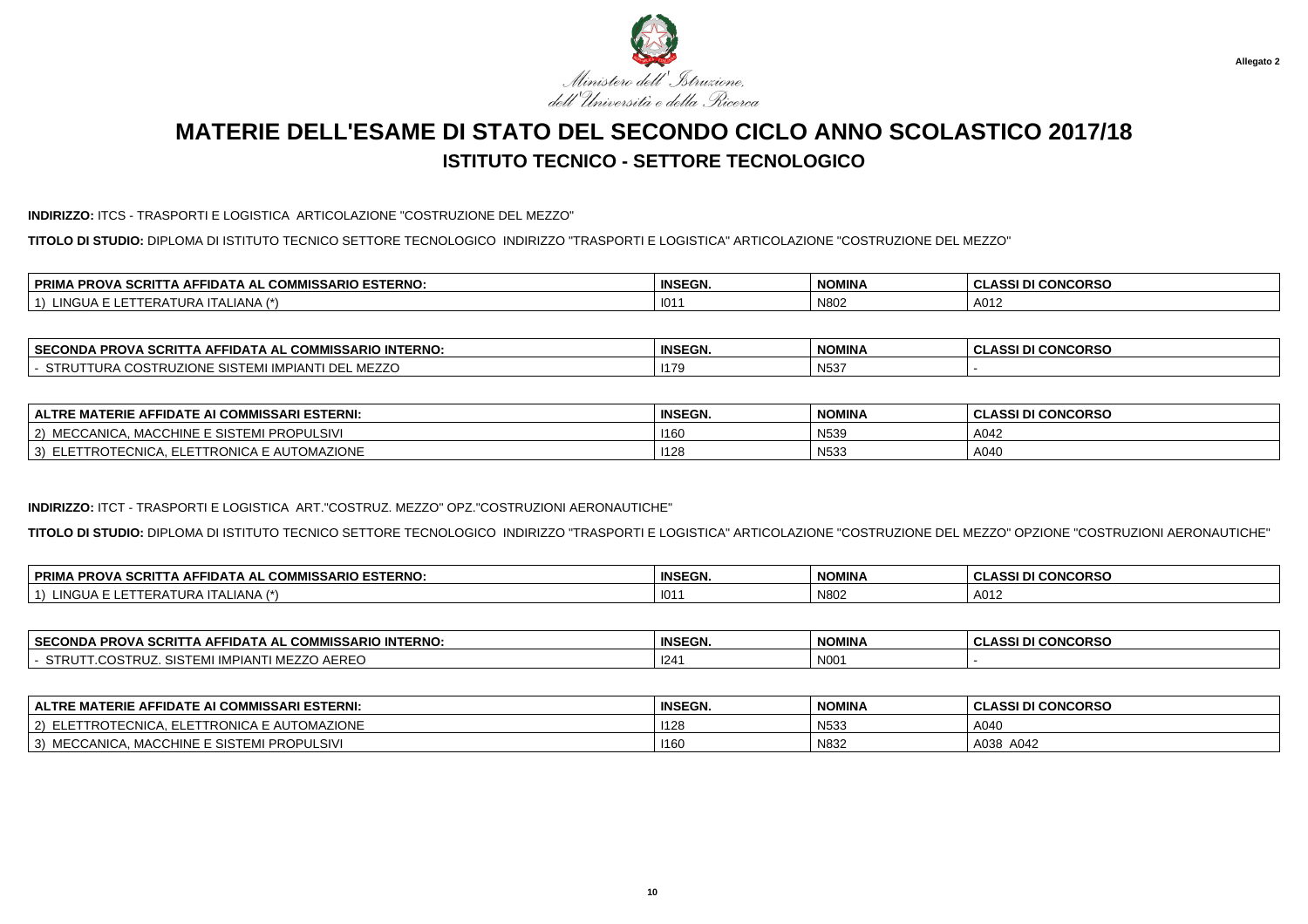Allegato 2

Ministero dell'Istruzione, dell'Università e della Ricerca

# MATERIE DELL'ESAME DI STATO DEL SECONDO CICLO ANNO SCOLASTICO 2017/18

## ISTITUTO TECNICO - SETTORE TECNOLOGICO

**INDIRIZZO:** ITCS - TRASPORTI E LOGISTICA ARTICOLAZIONE "COSTRUZIONE DEL MEZZO"

**TITOLO DI STUDIO:** DIPLOMA DI ISTITUTO TECNICO SETTORE TECNOLOGICO INDIRIZZO "TRASPORTI E LOGISTICA" ARTICOLAZIONE "COSTRUZIONE DEL MEZZO"

| PRIMA PROVA SCRITTA AFFIDATA AL COMMISSARIO ESTERNO: | INSEGN. | NOMINA | CLASSI DI CONCORSO |
|---|---|---|---|
| 1) LINGUA E LETTERATURA ITALIANA (*) | I011 | N802 | A012 |

| SECONDA PROVA SCRITTA AFFIDATA AL COMMISSARIO INTERNO: | INSEGN. | NOMINA | CLASSI DI CONCORSO |
|---|---|---|---|
| - STRUTTURA COSTRUZIONE SISTEMI IMPIANTI DEL MEZZO | I179 | N537 | - |

| ALTRE MATERIE AFFIDATE AI COMMISSARI ESTERNI: | INSEGN. | NOMINA | CLASSI DI CONCORSO |
|---|---|---|---|
| 2) MECCANICA, MACCHINE E SISTEMI PROPULSIVI | I160 | N539 | A042 |
| 3) ELETTROTECNICA, ELETTRONICA E AUTOMAZIONE | I128 | N533 | A040 |

**INDIRIZZO:** ITCT - TRASPORTI E LOGISTICA ART."COSTRUZ. MEZZO" OPZ."COSTRUZIONI AERONAUTICHE"

**TITOLO DI STUDIO:** DIPLOMA DI ISTITUTO TECNICO SETTORE TECNOLOGICO INDIRIZZO "TRASPORTI E LOGISTICA" ARTICOLAZIONE "COSTRUZIONE DEL MEZZO" OPZIONE "COSTRUZIONI AERONAUTICHE"

| PRIMA PROVA SCRITTA AFFIDATA AL COMMISSARIO ESTERNO: | INSEGN. | NOMINA | CLASSI DI CONCORSO |
|---|---|---|---|
| 1) LINGUA E LETTERATURA ITALIANA (*) | I011 | N802 | A012 |

| SECONDA PROVA SCRITTA AFFIDATA AL COMMISSARIO INTERNO: | INSEGN. | NOMINA | CLASSI DI CONCORSO |
|---|---|---|---|
| - STRUTT.COSTRUZ. SISTEMI IMPIANTI MEZZO AEREO | I241 | N001 | - |

| ALTRE MATERIE AFFIDATE AI COMMISSARI ESTERNI: | INSEGN. | NOMINA | CLASSI DI CONCORSO |
|---|---|---|---|
| 2) ELETTROTECNICA, ELETTRONICA E AUTOMAZIONE | I128 | N533 | A040 |
| 3) MECCANICA, MACCHINE E SISTEMI PROPULSIVI | I160 | N832 | A038 A042 |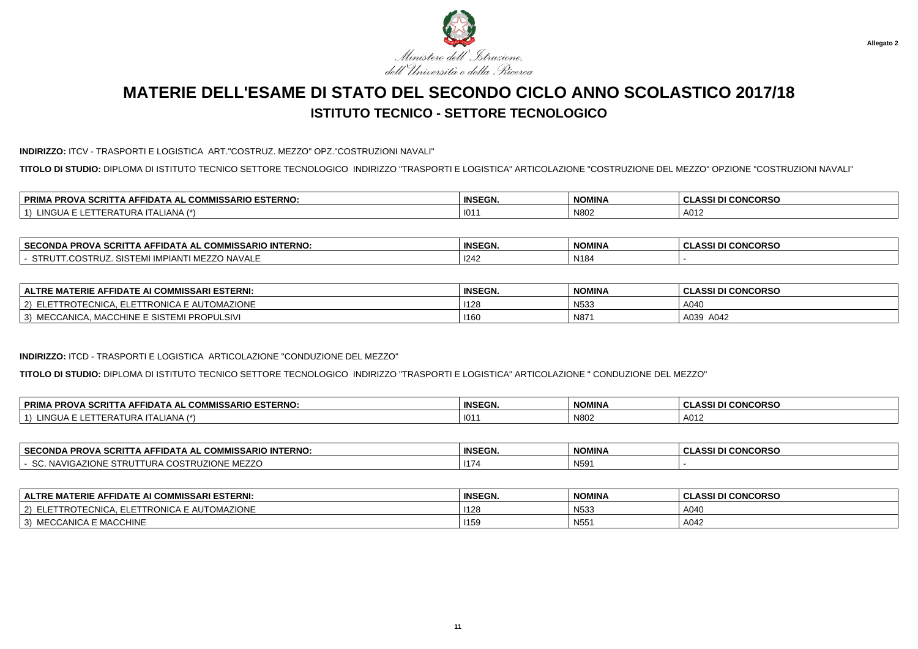Ministero dell'Istruzione, dell'Università e della Ricerca

Allegato 2

# MATERIE DELL'ESAME DI STATO DEL SECONDO CICLO ANNO SCOLASTICO 2017/18

## ISTITUTO TECNICO - SETTORE TECNOLOGICO

**INDIRIZZO:** ITCV - TRASPORTI E LOGISTICA ART."COSTRUZ. MEZZO" OPZ."COSTRUZIONI NAVALI"

**TITOLO DI STUDIO:** DIPLOMA DI ISTITUTO TECNICO SETTORE TECNOLOGICO INDIRIZZO "TRASPORTI E LOGISTICA" ARTICOLAZIONE "COSTRUZIONE DEL MEZZO" OPZIONE "COSTRUZIONI NAVALI"

| PRIMA PROVA SCRITTA AFFIDATA AL COMMISSARIO ESTERNO: | INSEGN. | NOMINA | CLASSI DI CONCORSO |
|---|---|---|---|
| 1) LINGUA E LETTERATURA ITALIANA (*) | I011 | N802 | A012 |

| SECONDA PROVA SCRITTA AFFIDATA AL COMMISSARIO INTERNO: | INSEGN. | NOMINA | CLASSI DI CONCORSO |
|---|---|---|---|
| - STRUTT.COSTRUZ. SISTEMI IMPIANTI MEZZO NAVALE | I242 | N184 | - |

| ALTRE MATERIE AFFIDATE AI COMMISSARI ESTERNI: | INSEGN. | NOMINA | CLASSI DI CONCORSO |
|---|---|---|---|
| 2) ELETTROTECNICA, ELETTRONICA E AUTOMAZIONE | I128 | N533 | A040 |
| 3) MECCANICA, MACCHINE E SISTEMI PROPULSIVI | I160 | N871 | A039 A042 |

**INDIRIZZO:** ITCD - TRASPORTI E LOGISTICA ARTICOLAZIONE "CONDUZIONE DEL MEZZO"

**TITOLO DI STUDIO:** DIPLOMA DI ISTITUTO TECNICO SETTORE TECNOLOGICO INDIRIZZO "TRASPORTI E LOGISTICA" ARTICOLAZIONE " CONDUZIONE DEL MEZZO"

| PRIMA PROVA SCRITTA AFFIDATA AL COMMISSARIO ESTERNO: | INSEGN. | NOMINA | CLASSI DI CONCORSO |
|---|---|---|---|
| 1) LINGUA E LETTERATURA ITALIANA (*) | I011 | N802 | A012 |

| SECONDA PROVA SCRITTA AFFIDATA AL COMMISSARIO INTERNO: | INSEGN. | NOMINA | CLASSI DI CONCORSO |
|---|---|---|---|
| - SC. NAVIGAZIONE STRUTTURA COSTRUZIONE MEZZO | I174 | N591 | - |

| ALTRE MATERIE AFFIDATE AI COMMISSARI ESTERNI: | INSEGN. | NOMINA | CLASSI DI CONCORSO |
|---|---|---|---|
| 2) ELETTROTECNICA, ELETTRONICA E AUTOMAZIONE | I128 | N533 | A040 |
| 3) MECCANICA E MACCHINE | I159 | N551 | A042 |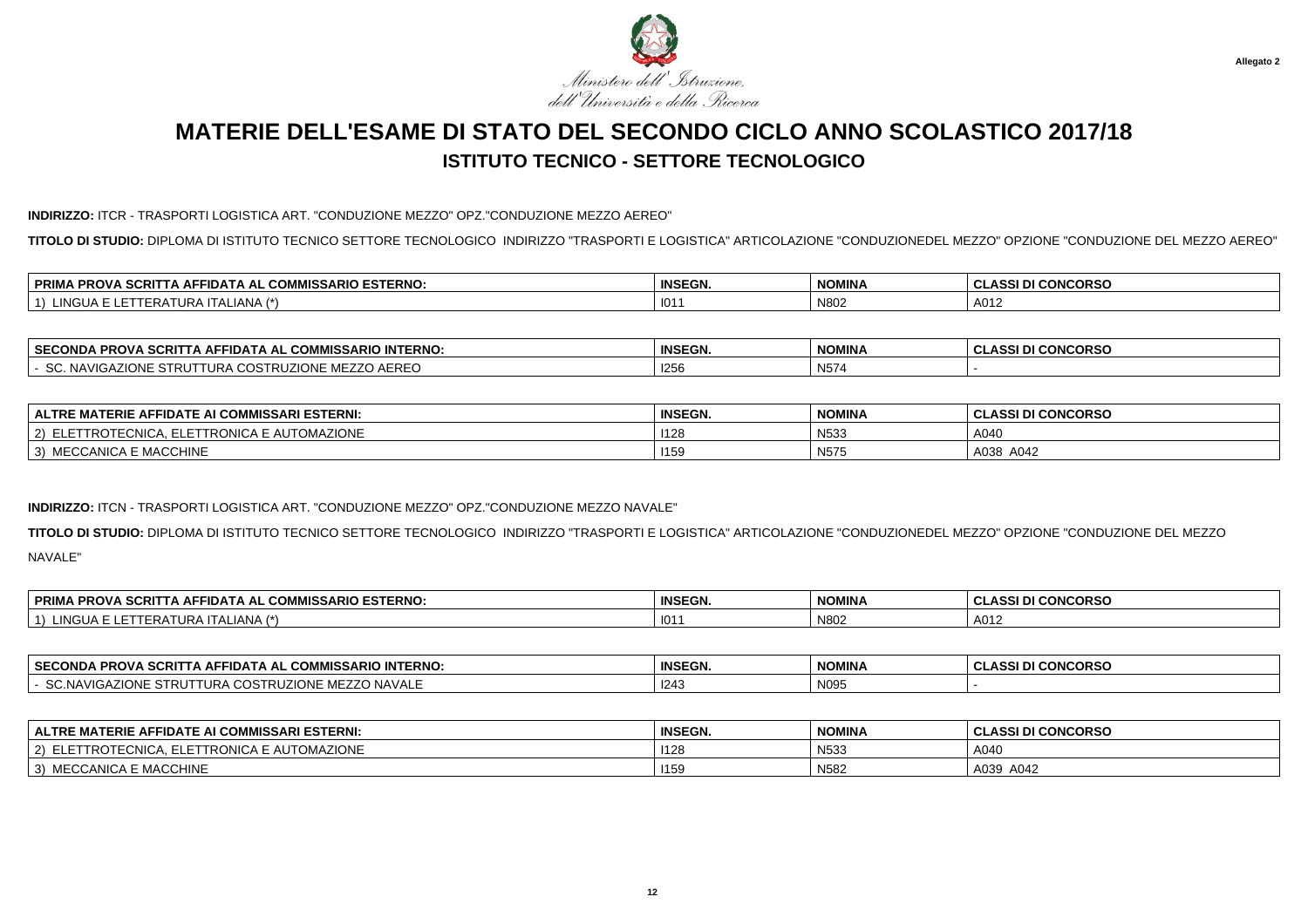Allegato 2

Ministero dell'Istruzione, dell'Università e della Ricerca

# MATERIE DELL'ESAME DI STATO DEL SECONDO CICLO ANNO SCOLASTICO 2017/18

## ISTITUTO TECNICO - SETTORE TECNOLOGICO

**INDIRIZZO:** ITCR - TRASPORTI LOGISTICA ART. "CONDUZIONE MEZZO" OPZ."CONDUZIONE MEZZO AEREO"

**TITOLO DI STUDIO:** DIPLOMA DI ISTITUTO TECNICO SETTORE TECNOLOGICO INDIRIZZO "TRASPORTI E LOGISTICA" ARTICOLAZIONE "CONDUZIONEDEL MEZZO" OPZIONE "CONDUZIONE DEL MEZZO AEREO"

| PRIMA PROVA SCRITTA AFFIDATA AL COMMISSARIO ESTERNO: | INSEGN. | NOMINA | CLASSI DI CONCORSO |
|---|---|---|---|
| 1) LINGUA E LETTERATURA ITALIANA (*) | I011 | N802 | A012 |

| SECONDA PROVA SCRITTA AFFIDATA AL COMMISSARIO INTERNO: | INSEGN. | NOMINA | CLASSI DI CONCORSO |
|---|---|---|---|
| - SC. NAVIGAZIONE STRUTTURA COSTRUZIONE MEZZO AEREO | I256 | N574 | - |

| ALTRE MATERIE AFFIDATE AI COMMISSARI ESTERNI: | INSEGN. | NOMINA | CLASSI DI CONCORSO |
|---|---|---|---|
| 2) ELETTROTECNICA, ELETTRONICA E AUTOMAZIONE | I128 | N533 | A040 |
| 3) MECCANICA E MACCHINE | I159 | N575 | A038 A042 |

**INDIRIZZO:** ITCN - TRASPORTI LOGISTICA ART. "CONDUZIONE MEZZO" OPZ."CONDUZIONE MEZZO NAVALE"

**TITOLO DI STUDIO:** DIPLOMA DI ISTITUTO TECNICO SETTORE TECNOLOGICO INDIRIZZO "TRASPORTI E LOGISTICA" ARTICOLAZIONE "CONDUZIONEDEL MEZZO" OPZIONE "CONDUZIONE DEL MEZZO NAVALE"

| PRIMA PROVA SCRITTA AFFIDATA AL COMMISSARIO ESTERNO: | INSEGN. | NOMINA | CLASSI DI CONCORSO |
|---|---|---|---|
| 1) LINGUA E LETTERATURA ITALIANA (*) | I011 | N802 | A012 |

| SECONDA PROVA SCRITTA AFFIDATA AL COMMISSARIO INTERNO: | INSEGN. | NOMINA | CLASSI DI CONCORSO |
|---|---|---|---|
| - SC.NAVIGAZIONE STRUTTURA COSTRUZIONE MEZZO NAVALE | I243 | N095 | - |

| ALTRE MATERIE AFFIDATE AI COMMISSARI ESTERNI: | INSEGN. | NOMINA | CLASSI DI CONCORSO |
|---|---|---|---|
| 2) ELETTROTECNICA, ELETTRONICA E AUTOMAZIONE | I128 | N533 | A040 |
| 3) MECCANICA E MACCHINE | I159 | N582 | A039 A042 |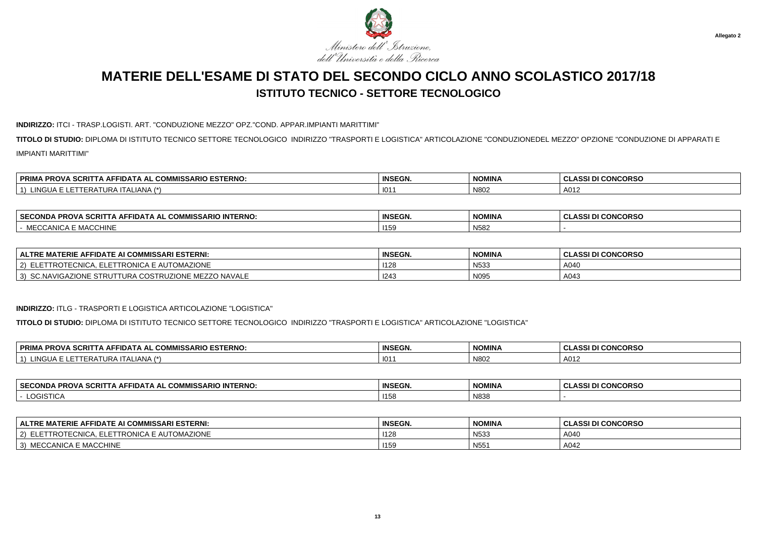Ministero dell'Istruzione, dell'Università e della Ricerca

**Allegato 2**

# MATERIE DELL'ESAME DI STATO DEL SECONDO CICLO ANNO SCOLASTICO 2017/18

## ISTITUTO TECNICO - SETTORE TECNOLOGICO

**INDIRIZZO:** ITCI - TRASP.LOGISTI. ART. "CONDUZIONE MEZZO" OPZ."COND. APPAR.IMPIANTI MARITTIMI"

**TITOLO DI STUDIO:** DIPLOMA DI ISTITUTO TECNICO SETTORE TECNOLOGICO INDIRIZZO "TRASPORTI E LOGISTICA" ARTICOLAZIONE "CONDUZIONEDEL MEZZO" OPZIONE "CONDUZIONE DI APPARATI E IMPIANTI MARITTIMI"

| PRIMA PROVA SCRITTA AFFIDATA AL COMMISSARIO ESTERNO: | INSEGN. | NOMINA | CLASSI DI CONCORSO |
|---|---|---|---|
| 1) LINGUA E LETTERATURA ITALIANA (*) | I011 | N802 | A012 |

| SECONDA PROVA SCRITTA AFFIDATA AL COMMISSARIO INTERNO: | INSEGN. | NOMINA | CLASSI DI CONCORSO |
|---|---|---|---|
| - MECCANICA E MACCHINE | I159 | N582 | - |

| ALTRE MATERIE AFFIDATE AI COMMISSARI ESTERNI: | INSEGN. | NOMINA | CLASSI DI CONCORSO |
|---|---|---|---|
| 2) ELETTROTECNICA, ELETTRONICA E AUTOMAZIONE | I128 | N533 | A040 |
| 3) SC.NAVIGAZIONE STRUTTURA COSTRUZIONE MEZZO NAVALE | I243 | N095 | A043 |

**INDIRIZZO:** ITLG - TRASPORTI E LOGISTICA ARTICOLAZIONE "LOGISTICA"

**TITOLO DI STUDIO:** DIPLOMA DI ISTITUTO TECNICO SETTORE TECNOLOGICO INDIRIZZO "TRASPORTI E LOGISTICA" ARTICOLAZIONE "LOGISTICA"

| PRIMA PROVA SCRITTA AFFIDATA AL COMMISSARIO ESTERNO: | INSEGN. | NOMINA | CLASSI DI CONCORSO |
|---|---|---|---|
| 1) LINGUA E LETTERATURA ITALIANA (*) | I011 | N802 | A012 |

| SECONDA PROVA SCRITTA AFFIDATA AL COMMISSARIO INTERNO: | INSEGN. | NOMINA | CLASSI DI CONCORSO |
|---|---|---|---|
| - LOGISTICA | I158 | N838 | - |

| ALTRE MATERIE AFFIDATE AI COMMISSARI ESTERNI: | INSEGN. | NOMINA | CLASSI DI CONCORSO |
|---|---|---|---|
| 2) ELETTROTECNICA, ELETTRONICA E AUTOMAZIONE | I128 | N533 | A040 |
| 3) MECCANICA E MACCHINE | I159 | N551 | A042 |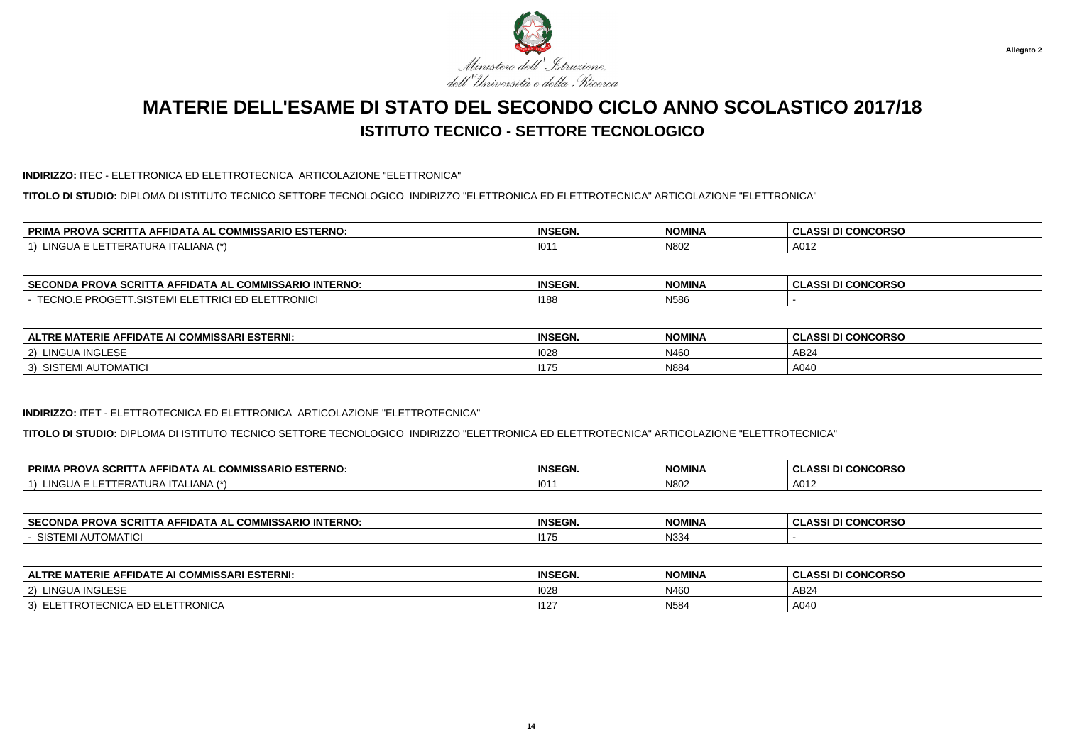Allegato 2

Ministero dell'Istruzione, dell'Università e della Ricerca

# MATERIE DELL'ESAME DI STATO DEL SECONDO CICLO ANNO SCOLASTICO 2017/18

## ISTITUTO TECNICO - SETTORE TECNOLOGICO

**INDIRIZZO:** ITEC - ELETTRONICA ED ELETTROTECNICA ARTICOLAZIONE "ELETTRONICA"

**TITOLO DI STUDIO:** DIPLOMA DI ISTITUTO TECNICO SETTORE TECNOLOGICO INDIRIZZO "ELETTRONICA ED ELETTROTECNICA" ARTICOLAZIONE "ELETTRONICA"

| PRIMA PROVA SCRITTA AFFIDATA AL COMMISSARIO ESTERNO: | INSEGN. | NOMINA | CLASSI DI CONCORSO |
|---|---|---|---|
| 1) LINGUA E LETTERATURA ITALIANA (*) | I011 | N802 | A012 |

| SECONDA PROVA SCRITTA AFFIDATA AL COMMISSARIO INTERNO: | INSEGN. | NOMINA | CLASSI DI CONCORSO |
|---|---|---|---|
| - TECNO.E PROGETT.SISTEMI ELETTRICI ED ELETTRONICI | I188 | N586 | - |

| ALTRE MATERIE AFFIDATE AI COMMISSARI ESTERNI: | INSEGN. | NOMINA | CLASSI DI CONCORSO |
|---|---|---|---|
| 2) LINGUA INGLESE | I028 | N460 | AB24 |
| 3) SISTEMI AUTOMATICI | I175 | N884 | A040 |

**INDIRIZZO:** ITET - ELETTROTECNICA ED ELETTRONICA ARTICOLAZIONE "ELETTROTECNICA"

**TITOLO DI STUDIO:** DIPLOMA DI ISTITUTO TECNICO SETTORE TECNOLOGICO INDIRIZZO "ELETTRONICA ED ELETTROTECNICA" ARTICOLAZIONE "ELETTROTECNICA"

| PRIMA PROVA SCRITTA AFFIDATA AL COMMISSARIO ESTERNO: | INSEGN. | NOMINA | CLASSI DI CONCORSO |
|---|---|---|---|
| 1) LINGUA E LETTERATURA ITALIANA (*) | I011 | N802 | A012 |

| SECONDA PROVA SCRITTA AFFIDATA AL COMMISSARIO INTERNO: | INSEGN. | NOMINA | CLASSI DI CONCORSO |
|---|---|---|---|
| - SISTEMI AUTOMATICI | I175 | N334 | - |

| ALTRE MATERIE AFFIDATE AI COMMISSARI ESTERNI: | INSEGN. | NOMINA | CLASSI DI CONCORSO |
|---|---|---|---|
| 2) LINGUA INGLESE | I028 | N460 | AB24 |
| 3) ELETTROTECNICA ED ELETTRONICA | I127 | N584 | A040 |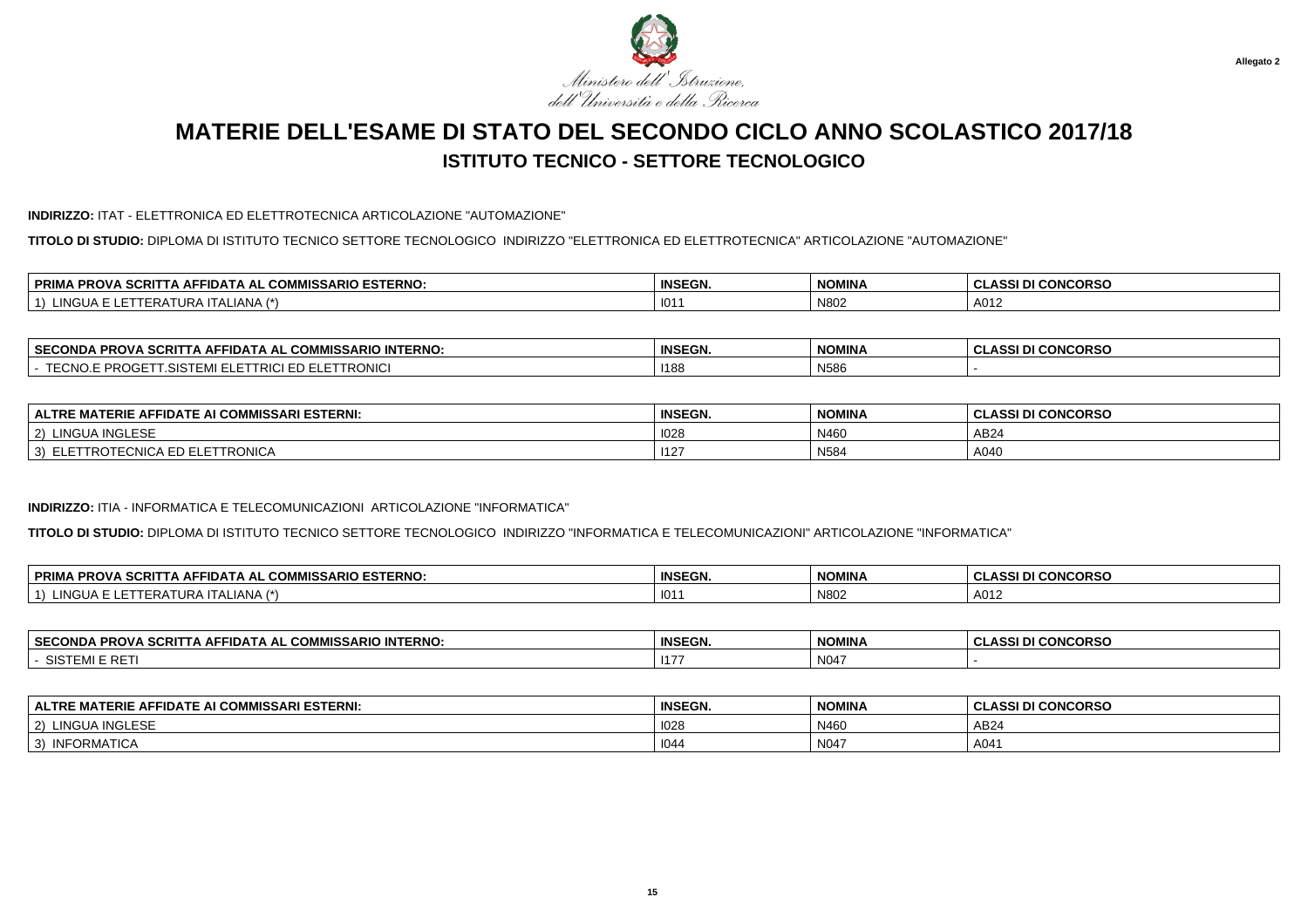Ministero dell'Istruzione, dell'Università e della Ricerca

**Allegato 2**

# MATERIE DELL'ESAME DI STATO DEL SECONDO CICLO ANNO SCOLASTICO 2017/18

## ISTITUTO TECNICO - SETTORE TECNOLOGICO

**INDIRIZZO:** ITAT - ELETTRONICA ED ELETTROTECNICA ARTICOLAZIONE "AUTOMAZIONE"

**TITOLO DI STUDIO:** DIPLOMA DI ISTITUTO TECNICO SETTORE TECNOLOGICO INDIRIZZO "ELETTRONICA ED ELETTROTECNICA" ARTICOLAZIONE "AUTOMAZIONE"

| PRIMA PROVA SCRITTA AFFIDATA AL COMMISSARIO ESTERNO: | INSEGN. | NOMINA | CLASSI DI CONCORSO |
|---|---|---|---|
| 1) LINGUA E LETTERATURA ITALIANA (*) | I011 | N802 | A012 |

| SECONDA PROVA SCRITTA AFFIDATA AL COMMISSARIO INTERNO: | INSEGN. | NOMINA | CLASSI DI CONCORSO |
|---|---|---|---|
| - TECNO.E PROGETT.SISTEMI ELETTRICI ED ELETTRONICI | I188 | N586 | - |

| ALTRE MATERIE AFFIDATE AI COMMISSARI ESTERNI: | INSEGN. | NOMINA | CLASSI DI CONCORSO |
|---|---|---|---|
| 2) LINGUA INGLESE | I028 | N460 | AB24 |
| 3) ELETTROTECNICA ED ELETTRONICA | I127 | N584 | A040 |

**INDIRIZZO:** ITIA - INFORMATICA E TELECOMUNICAZIONI ARTICOLAZIONE "INFORMATICA"

**TITOLO DI STUDIO:** DIPLOMA DI ISTITUTO TECNICO SETTORE TECNOLOGICO INDIRIZZO "INFORMATICA E TELECOMUNICAZIONI" ARTICOLAZIONE "INFORMATICA"

| PRIMA PROVA SCRITTA AFFIDATA AL COMMISSARIO ESTERNO: | INSEGN. | NOMINA | CLASSI DI CONCORSO |
|---|---|---|---|
| 1) LINGUA E LETTERATURA ITALIANA (*) | I011 | N802 | A012 |

| SECONDA PROVA SCRITTA AFFIDATA AL COMMISSARIO INTERNO: | INSEGN. | NOMINA | CLASSI DI CONCORSO |
|---|---|---|---|
| - SISTEMI E RETI | I177 | N047 | - |

| ALTRE MATERIE AFFIDATE AI COMMISSARI ESTERNI: | INSEGN. | NOMINA | CLASSI DI CONCORSO |
|---|---|---|---|
| 2) LINGUA INGLESE | I028 | N460 | AB24 |
| 3) INFORMATICA | I044 | N047 | A041 |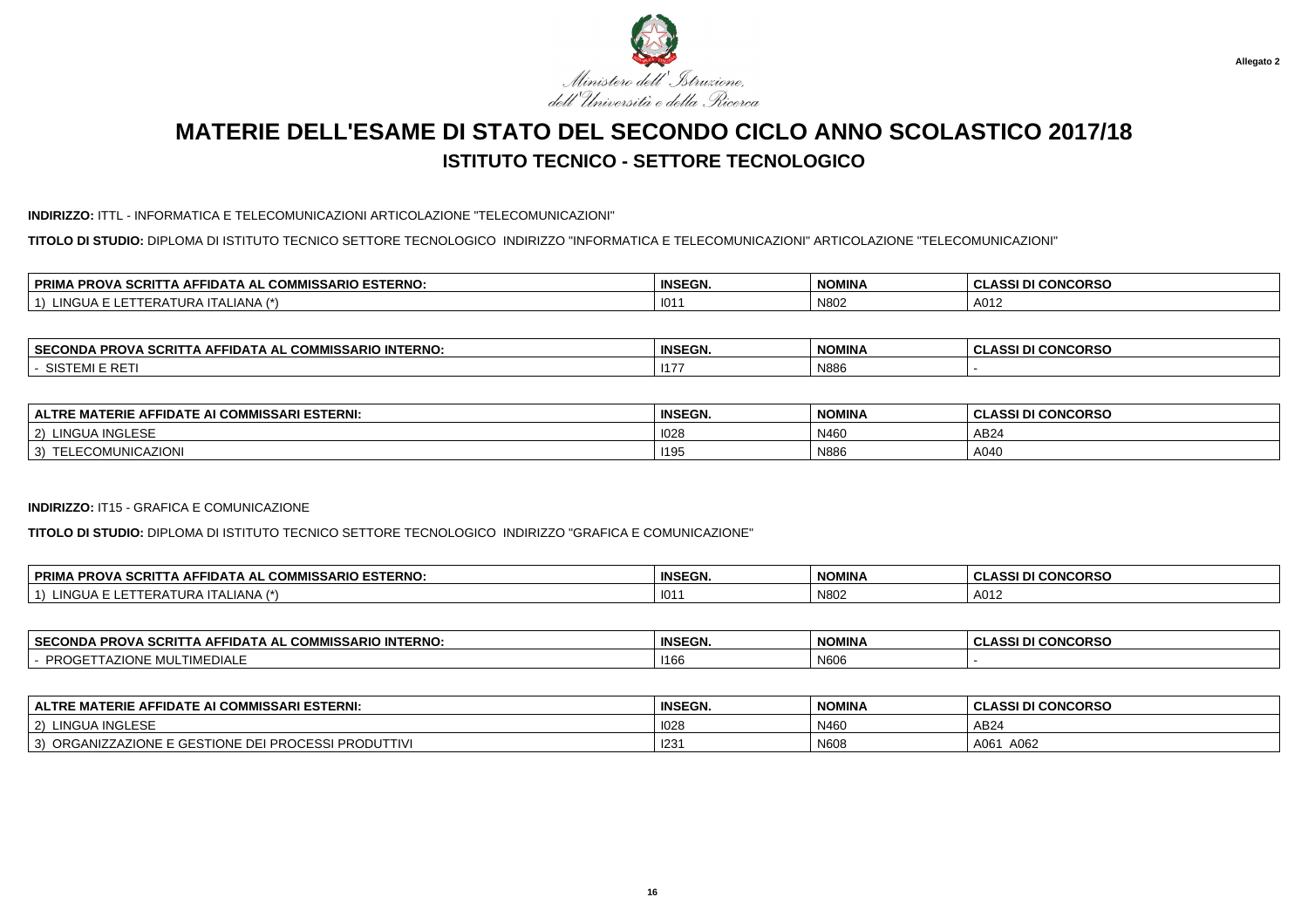Allegato 2

Ministero dell'Istruzione, dell'Università e della Ricerca

# MATERIE DELL'ESAME DI STATO DEL SECONDO CICLO ANNO SCOLASTICO 2017/18

## ISTITUTO TECNICO - SETTORE TECNOLOGICO

**INDIRIZZO:** ITTL - INFORMATICA E TELECOMUNICAZIONI ARTICOLAZIONE "TELECOMUNICAZIONI"

**TITOLO DI STUDIO:** DIPLOMA DI ISTITUTO TECNICO SETTORE TECNOLOGICO INDIRIZZO "INFORMATICA E TELECOMUNICAZIONI" ARTICOLAZIONE "TELECOMUNICAZIONI"

| PRIMA PROVA SCRITTA AFFIDATA AL COMMISSARIO ESTERNO: | INSEGN. | NOMINA | CLASSI DI CONCORSO |
|---|---|---|---|
| 1) LINGUA E LETTERATURA ITALIANA (*) | I011 | N802 | A012 |

| SECONDA PROVA SCRITTA AFFIDATA AL COMMISSARIO INTERNO: | INSEGN. | NOMINA | CLASSI DI CONCORSO |
|---|---|---|---|
| - SISTEMI E RETI | I177 | N886 | - |

| ALTRE MATERIE AFFIDATE AI COMMISSARI ESTERNI: | INSEGN. | NOMINA | CLASSI DI CONCORSO |
|---|---|---|---|
| 2) LINGUA INGLESE | I028 | N460 | AB24 |
| 3) TELECOMUNICAZIONI | I195 | N886 | A040 |

**INDIRIZZO:** IT15 - GRAFICA E COMUNICAZIONE

**TITOLO DI STUDIO:** DIPLOMA DI ISTITUTO TECNICO SETTORE TECNOLOGICO INDIRIZZO "GRAFICA E COMUNICAZIONE"

| PRIMA PROVA SCRITTA AFFIDATA AL COMMISSARIO ESTERNO: | INSEGN. | NOMINA | CLASSI DI CONCORSO |
|---|---|---|---|
| 1) LINGUA E LETTERATURA ITALIANA (*) | I011 | N802 | A012 |

| SECONDA PROVA SCRITTA AFFIDATA AL COMMISSARIO INTERNO: | INSEGN. | NOMINA | CLASSI DI CONCORSO |
|---|---|---|---|
| - PROGETTAZIONE MULTIMEDIALE | I166 | N606 | - |

| ALTRE MATERIE AFFIDATE AI COMMISSARI ESTERNI: | INSEGN. | NOMINA | CLASSI DI CONCORSO |
|---|---|---|---|
| 2) LINGUA INGLESE | I028 | N460 | AB24 |
| 3) ORGANIZZAZIONE E GESTIONE DEI PROCESSI PRODUTTIVI | I231 | N608 | A061 A062 |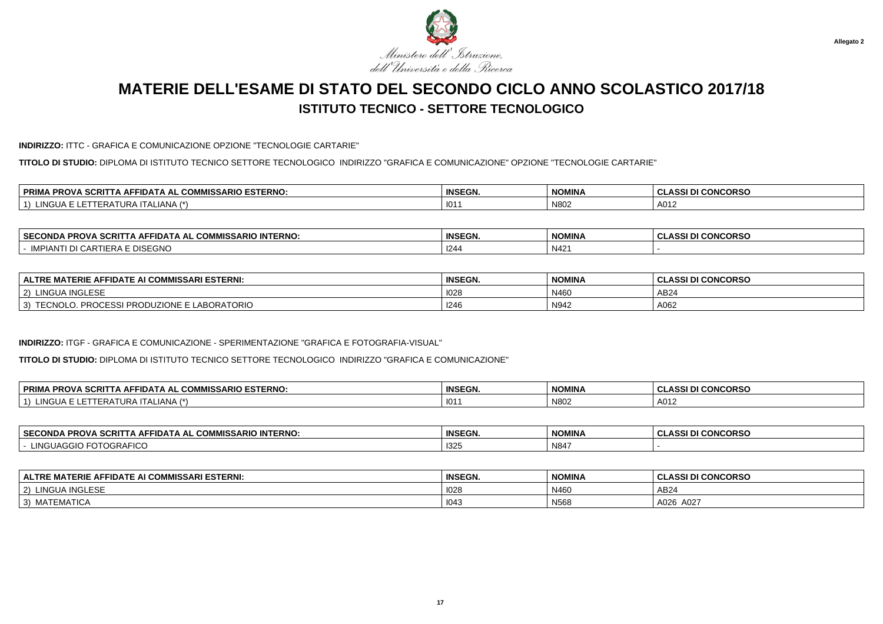Ministero dell'Istruzione, dell'Università e della Ricerca

Allegato 2

# MATERIE DELL'ESAME DI STATO DEL SECONDO CICLO ANNO SCOLASTICO 2017/18

## ISTITUTO TECNICO - SETTORE TECNOLOGICO

**INDIRIZZO:** ITTC - GRAFICA E COMUNICAZIONE OPZIONE "TECNOLOGIE CARTARIE"

**TITOLO DI STUDIO:** DIPLOMA DI ISTITUTO TECNICO SETTORE TECNOLOGICO INDIRIZZO "GRAFICA E COMUNICAZIONE" OPZIONE "TECNOLOGIE CARTARIE"

| PRIMA PROVA SCRITTA AFFIDATA AL COMMISSARIO ESTERNO: | INSEGN. | NOMINA | CLASSI DI CONCORSO |
|---|---|---|---|
| 1) LINGUA E LETTERATURA ITALIANA (*) | I011 | N802 | A012 |

| SECONDA PROVA SCRITTA AFFIDATA AL COMMISSARIO INTERNO: | INSEGN. | NOMINA | CLASSI DI CONCORSO |
|---|---|---|---|
| - IMPIANTI DI CARTIERA E DISEGNO | I244 | N421 | - |

| ALTRE MATERIE AFFIDATE AI COMMISSARI ESTERNI: | INSEGN. | NOMINA | CLASSI DI CONCORSO |
|---|---|---|---|
| 2) LINGUA INGLESE | I028 | N460 | AB24 |
| 3) TECNOLO. PROCESSI PRODUZIONE E LABORATORIO | I246 | N942 | A062 |

**INDIRIZZO:** ITGF - GRAFICA E COMUNICAZIONE - SPERIMENTAZIONE "GRAFICA E FOTOGRAFIA-VISUAL"

**TITOLO DI STUDIO:** DIPLOMA DI ISTITUTO TECNICO SETTORE TECNOLOGICO INDIRIZZO "GRAFICA E COMUNICAZIONE"

| PRIMA PROVA SCRITTA AFFIDATA AL COMMISSARIO ESTERNO: | INSEGN. | NOMINA | CLASSI DI CONCORSO |
|---|---|---|---|
| 1) LINGUA E LETTERATURA ITALIANA (*) | I011 | N802 | A012 |

| SECONDA PROVA SCRITTA AFFIDATA AL COMMISSARIO INTERNO: | INSEGN. | NOMINA | CLASSI DI CONCORSO |
|---|---|---|---|
| - LINGUAGGIO FOTOGRAFICO | I325 | N847 | - |

| ALTRE MATERIE AFFIDATE AI COMMISSARI ESTERNI: | INSEGN. | NOMINA | CLASSI DI CONCORSO |
|---|---|---|---|
| 2) LINGUA INGLESE | I028 | N460 | AB24 |
| 3) MATEMATICA | I043 | N568 | A026 A027 |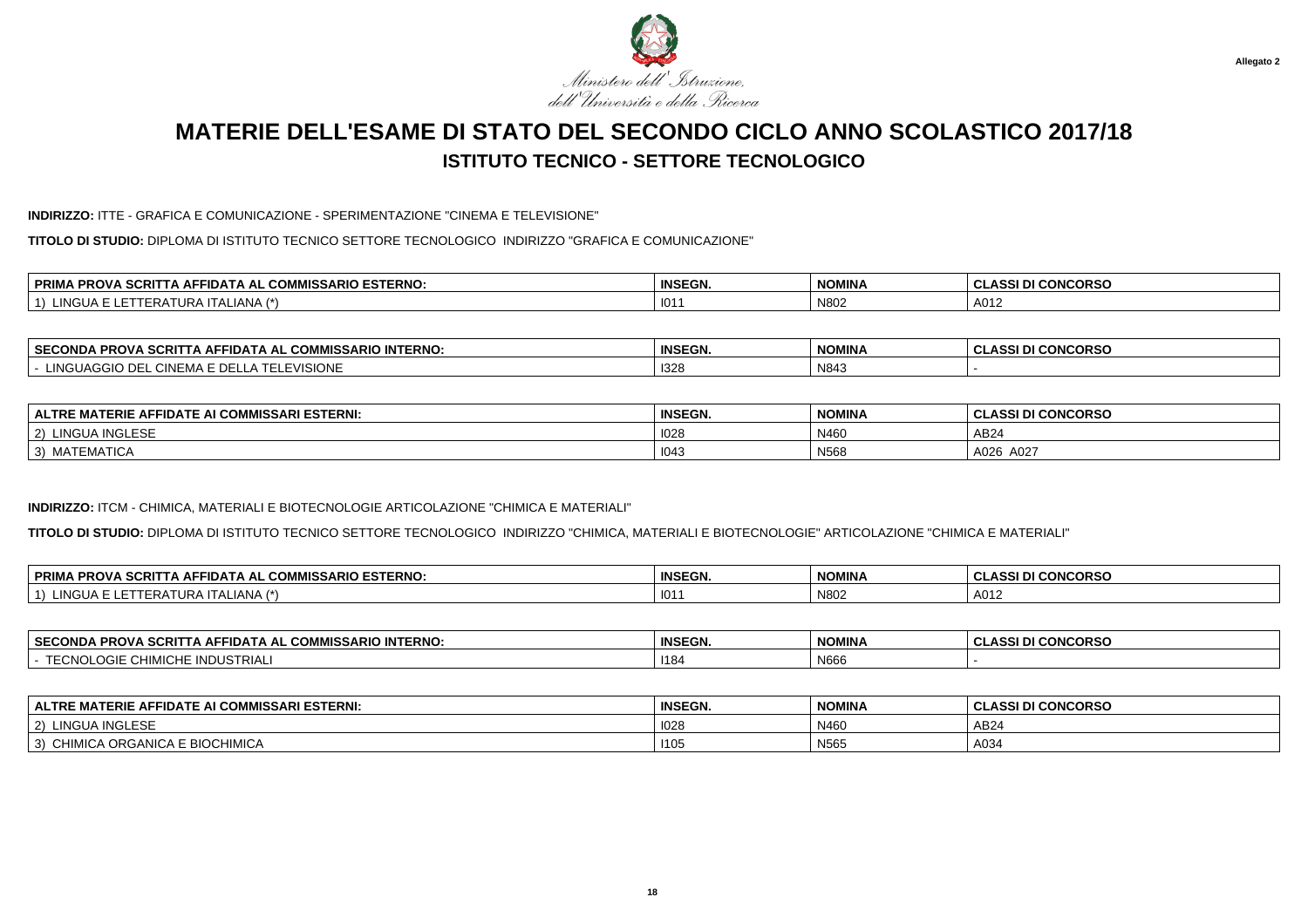Ministero dell'Istruzione, dell'Università e della Ricerca

Allegato 2

# MATERIE DELL'ESAME DI STATO DEL SECONDO CICLO ANNO SCOLASTICO 2017/18

## ISTITUTO TECNICO - SETTORE TECNOLOGICO

**INDIRIZZO:** ITTE - GRAFICA E COMUNICAZIONE - SPERIMENTAZIONE "CINEMA E TELEVISIONE"

**TITOLO DI STUDIO:** DIPLOMA DI ISTITUTO TECNICO SETTORE TECNOLOGICO INDIRIZZO "GRAFICA E COMUNICAZIONE"

| PRIMA PROVA SCRITTA AFFIDATA AL COMMISSARIO ESTERNO: | INSEGN. | NOMINA | CLASSI DI CONCORSO |
|---|---|---|---|
| 1) LINGUA E LETTERATURA ITALIANA (*) | I011 | N802 | A012 |

| SECONDA PROVA SCRITTA AFFIDATA AL COMMISSARIO INTERNO: | INSEGN. | NOMINA | CLASSI DI CONCORSO |
|---|---|---|---|
| - LINGUAGGIO DEL CINEMA E DELLA TELEVISIONE | I328 | N843 | - |

| ALTRE MATERIE AFFIDATE AI COMMISSARI ESTERNI: | INSEGN. | NOMINA | CLASSI DI CONCORSO |
|---|---|---|---|
| 2) LINGUA INGLESE | I028 | N460 | AB24 |
| 3) MATEMATICA | I043 | N568 | A026 A027 |

**INDIRIZZO:** ITCM - CHIMICA, MATERIALI E BIOTECNOLOGIE ARTICOLAZIONE "CHIMICA E MATERIALI"

**TITOLO DI STUDIO:** DIPLOMA DI ISTITUTO TECNICO SETTORE TECNOLOGICO INDIRIZZO "CHIMICA, MATERIALI E BIOTECNOLOGIE" ARTICOLAZIONE "CHIMICA E MATERIALI"

| PRIMA PROVA SCRITTA AFFIDATA AL COMMISSARIO ESTERNO: | INSEGN. | NOMINA | CLASSI DI CONCORSO |
|---|---|---|---|
| 1) LINGUA E LETTERATURA ITALIANA (*) | I011 | N802 | A012 |

| SECONDA PROVA SCRITTA AFFIDATA AL COMMISSARIO INTERNO: | INSEGN. | NOMINA | CLASSI DI CONCORSO |
|---|---|---|---|
| - TECNOLOGIE CHIMICHE INDUSTRIALI | I184 | N666 | - |

| ALTRE MATERIE AFFIDATE AI COMMISSARI ESTERNI: | INSEGN. | NOMINA | CLASSI DI CONCORSO |
|---|---|---|---|
| 2) LINGUA INGLESE | I028 | N460 | AB24 |
| 3) CHIMICA ORGANICA E BIOCHIMICA | I105 | N565 | A034 |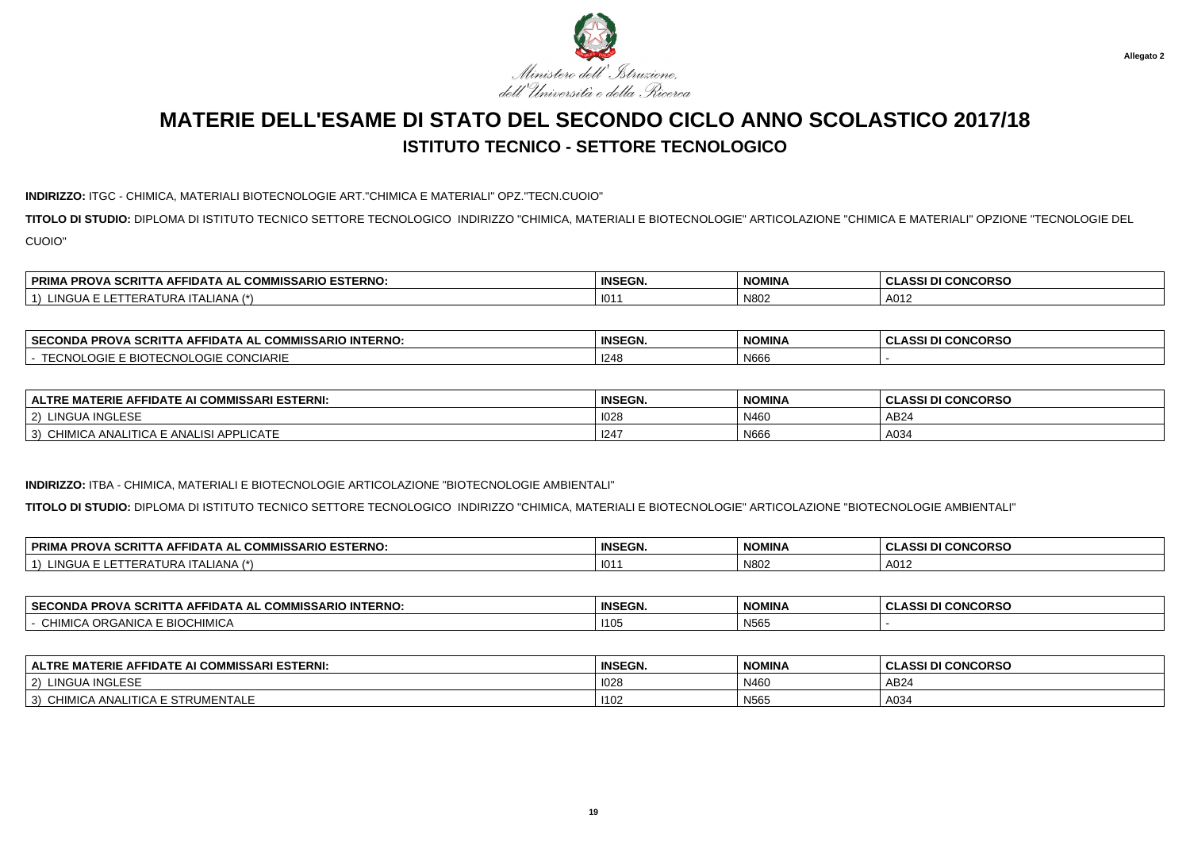Ministero dell'Istruzione, dell'Università e della Ricerca

Allegato 2

# MATERIE DELL'ESAME DI STATO DEL SECONDO CICLO ANNO SCOLASTICO 2017/18

## ISTITUTO TECNICO - SETTORE TECNOLOGICO

**INDIRIZZO:** ITGC - CHIMICA, MATERIALI BIOTECNOLOGIE ART."CHIMICA E MATERIALI" OPZ."TECN.CUOIO"

**TITOLO DI STUDIO:** DIPLOMA DI ISTITUTO TECNICO SETTORE TECNOLOGICO INDIRIZZO "CHIMICA, MATERIALI E BIOTECNOLOGIE" ARTICOLAZIONE "CHIMICA E MATERIALI" OPZIONE "TECNOLOGIE DEL CUOIO"

| PRIMA PROVA SCRITTA AFFIDATA AL COMMISSARIO ESTERNO: | INSEGN. | NOMINA | CLASSI DI CONCORSO |
|---|---|---|---|
| 1) LINGUA E LETTERATURA ITALIANA (*) | I011 | N802 | A012 |

| SECONDA PROVA SCRITTA AFFIDATA AL COMMISSARIO INTERNO: | INSEGN. | NOMINA | CLASSI DI CONCORSO |
|---|---|---|---|
| - TECNOLOGIE E BIOTECNOLOGIE CONCIARIE | I248 | N666 | - |

| ALTRE MATERIE AFFIDATE AI COMMISSARI ESTERNI: | INSEGN. | NOMINA | CLASSI DI CONCORSO |
|---|---|---|---|
| 2) LINGUA INGLESE | I028 | N460 | AB24 |
| 3) CHIMICA ANALITICA E ANALISI APPLICATE | I247 | N666 | A034 |

**INDIRIZZO:** ITBA - CHIMICA, MATERIALI E BIOTECNOLOGIE ARTICOLAZIONE "BIOTECNOLOGIE AMBIENTALI"

**TITOLO DI STUDIO:** DIPLOMA DI ISTITUTO TECNICO SETTORE TECNOLOGICO INDIRIZZO "CHIMICA, MATERIALI E BIOTECNOLOGIE" ARTICOLAZIONE "BIOTECNOLOGIE AMBIENTALI"

| PRIMA PROVA SCRITTA AFFIDATA AL COMMISSARIO ESTERNO: | INSEGN. | NOMINA | CLASSI DI CONCORSO |
|---|---|---|---|
| 1) LINGUA E LETTERATURA ITALIANA (*) | I011 | N802 | A012 |

| SECONDA PROVA SCRITTA AFFIDATA AL COMMISSARIO INTERNO: | INSEGN. | NOMINA | CLASSI DI CONCORSO |
|---|---|---|---|
| - CHIMICA ORGANICA E BIOCHIMICA | I105 | N565 | - |

| ALTRE MATERIE AFFIDATE AI COMMISSARI ESTERNI: | INSEGN. | NOMINA | CLASSI DI CONCORSO |
|---|---|---|---|
| 2) LINGUA INGLESE | I028 | N460 | AB24 |
| 3) CHIMICA ANALITICA E STRUMENTALE | I102 | N565 | A034 |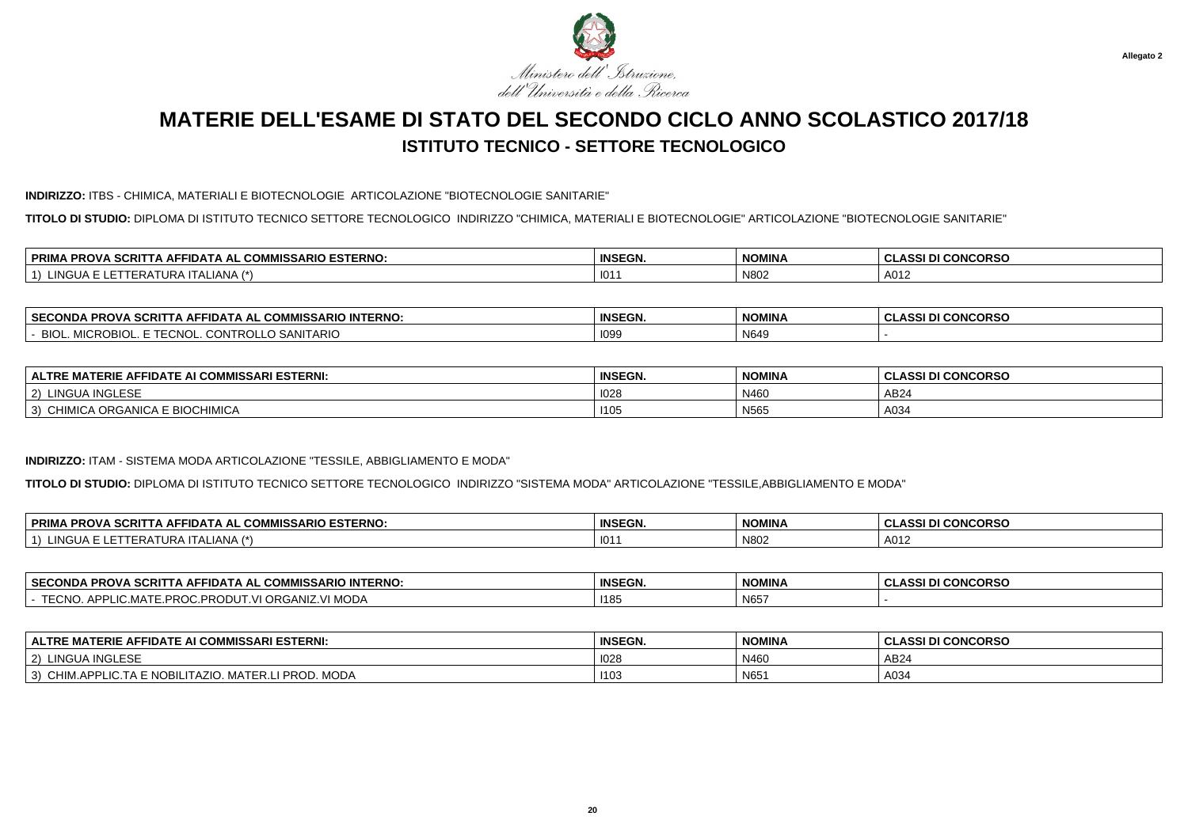Ministero dell'Istruzione, dell'Università e della Ricerca

Allegato 2

# MATERIE DELL'ESAME DI STATO DEL SECONDO CICLO ANNO SCOLASTICO 2017/18

## ISTITUTO TECNICO - SETTORE TECNOLOGICO

**INDIRIZZO:** ITBS - CHIMICA, MATERIALI E BIOTECNOLOGIE ARTICOLAZIONE "BIOTECNOLOGIE SANITARIE"

**TITOLO DI STUDIO:** DIPLOMA DI ISTITUTO TECNICO SETTORE TECNOLOGICO INDIRIZZO "CHIMICA, MATERIALI E BIOTECNOLOGIE" ARTICOLAZIONE "BIOTECNOLOGIE SANITARIE"

| PRIMA PROVA SCRITTA AFFIDATA AL COMMISSARIO ESTERNO: | INSEGN. | NOMINA | CLASSI DI CONCORSO |
|---|---|---|---|
| 1) LINGUA E LETTERATURA ITALIANA (*) | I011 | N802 | A012 |

| SECONDA PROVA SCRITTA AFFIDATA AL COMMISSARIO INTERNO: | INSEGN. | NOMINA | CLASSI DI CONCORSO |
|---|---|---|---|
| - BIOL. MICROBIOL. E TECNOL. CONTROLLO SANITARIO | I099 | N649 | - |

| ALTRE MATERIE AFFIDATE AI COMMISSARI ESTERNI: | INSEGN. | NOMINA | CLASSI DI CONCORSO |
|---|---|---|---|
| 2) LINGUA INGLESE | I028 | N460 | AB24 |
| 3) CHIMICA ORGANICA E BIOCHIMICA | I105 | N565 | A034 |

**INDIRIZZO:** ITAM - SISTEMA MODA ARTICOLAZIONE "TESSILE, ABBIGLIAMENTO E MODA"

**TITOLO DI STUDIO:** DIPLOMA DI ISTITUTO TECNICO SETTORE TECNOLOGICO INDIRIZZO "SISTEMA MODA" ARTICOLAZIONE "TESSILE,ABBIGLIAMENTO E MODA"

| PRIMA PROVA SCRITTA AFFIDATA AL COMMISSARIO ESTERNO: | INSEGN. | NOMINA | CLASSI DI CONCORSO |
|---|---|---|---|
| 1) LINGUA E LETTERATURA ITALIANA (*) | I011 | N802 | A012 |

| SECONDA PROVA SCRITTA AFFIDATA AL COMMISSARIO INTERNO: | INSEGN. | NOMINA | CLASSI DI CONCORSO |
|---|---|---|---|
| - TECNO. APPLIC.MATE.PROC.PRODUT.VI ORGANIZ.VI MODA | I185 | N657 | - |

| ALTRE MATERIE AFFIDATE AI COMMISSARI ESTERNI: | INSEGN. | NOMINA | CLASSI DI CONCORSO |
|---|---|---|---|
| 2) LINGUA INGLESE | I028 | N460 | AB24 |
| 3) CHIM.APPLIC.TA E NOBILITAZIO. MATER.LI PROD. MODA | I103 | N651 | A034 |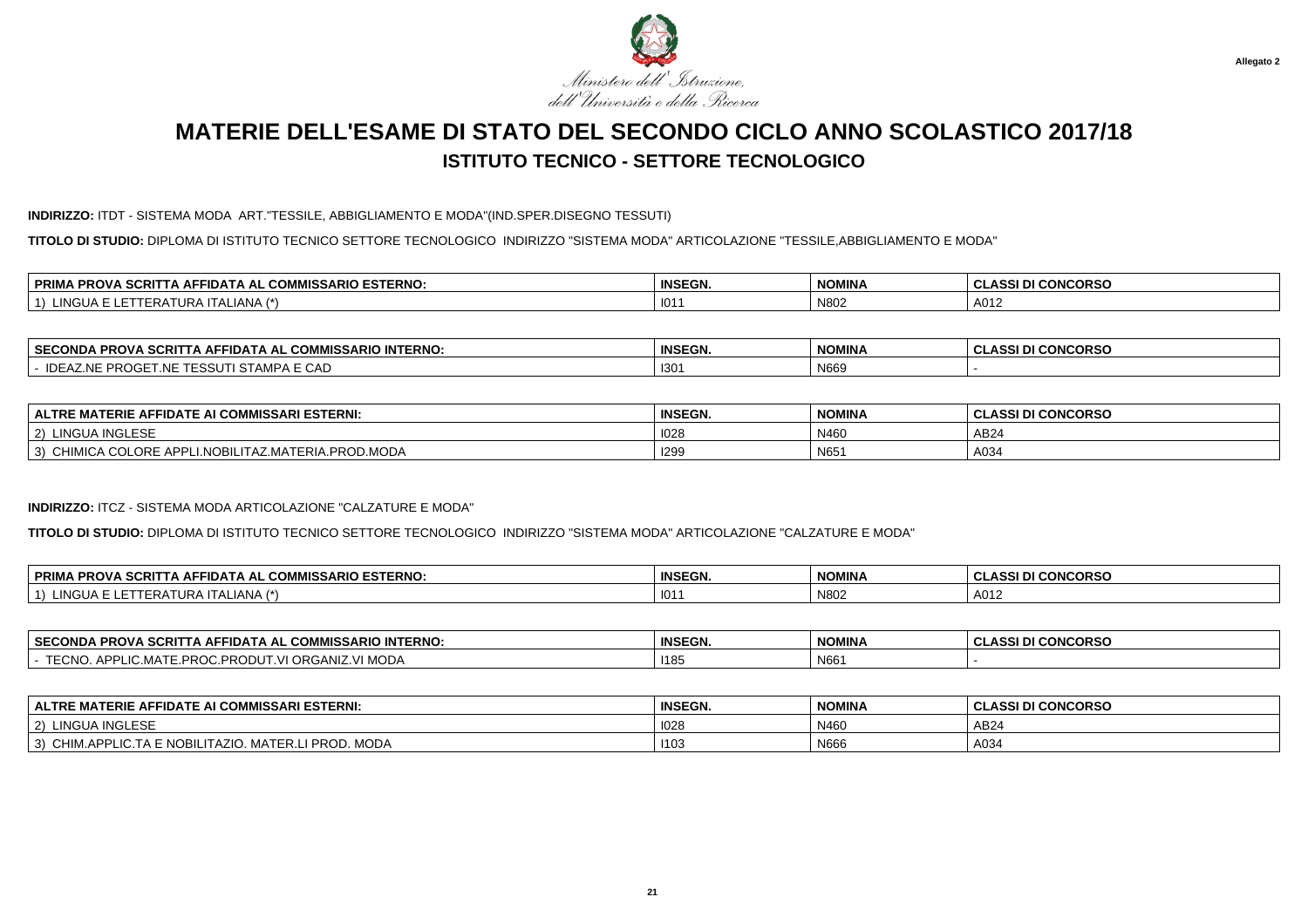Ministero dell'Istruzione, dell'Università e della Ricerca

**Allegato 2**

# MATERIE DELL'ESAME DI STATO DEL SECONDO CICLO ANNO SCOLASTICO 2017/18

## ISTITUTO TECNICO - SETTORE TECNOLOGICO

**INDIRIZZO:** ITDT - SISTEMA MODA ART."TESSILE, ABBIGLIAMENTO E MODA"(IND.SPER.DISEGNO TESSUTI)

**TITOLO DI STUDIO:** DIPLOMA DI ISTITUTO TECNICO SETTORE TECNOLOGICO INDIRIZZO "SISTEMA MODA" ARTICOLAZIONE "TESSILE,ABBIGLIAMENTO E MODA"

| PRIMA PROVA SCRITTA AFFIDATA AL COMMISSARIO ESTERNO: | INSEGN. | NOMINA | CLASSI DI CONCORSO |
|---|---|---|---|
| 1) LINGUA E LETTERATURA ITALIANA (*) | I011 | N802 | A012 |

| SECONDA PROVA SCRITTA AFFIDATA AL COMMISSARIO INTERNO: | INSEGN. | NOMINA | CLASSI DI CONCORSO |
|---|---|---|---|
| - IDEAZ.NE PROGET.NE TESSUTI STAMPA E CAD | I301 | N669 | - |

| ALTRE MATERIE AFFIDATE AI COMMISSARI ESTERNI: | INSEGN. | NOMINA | CLASSI DI CONCORSO |
|---|---|---|---|
| 2) LINGUA INGLESE | I028 | N460 | AB24 |
| 3) CHIMICA COLORE APPLI.NOBILITAZ.MATERIA.PROD.MODA | I299 | N651 | A034 |

**INDIRIZZO:** ITCZ - SISTEMA MODA ARTICOLAZIONE "CALZATURE E MODA"

**TITOLO DI STUDIO:** DIPLOMA DI ISTITUTO TECNICO SETTORE TECNOLOGICO INDIRIZZO "SISTEMA MODA" ARTICOLAZIONE "CALZATURE E MODA"

| PRIMA PROVA SCRITTA AFFIDATA AL COMMISSARIO ESTERNO: | INSEGN. | NOMINA | CLASSI DI CONCORSO |
|---|---|---|---|
| 1) LINGUA E LETTERATURA ITALIANA (*) | I011 | N802 | A012 |

| SECONDA PROVA SCRITTA AFFIDATA AL COMMISSARIO INTERNO: | INSEGN. | NOMINA | CLASSI DI CONCORSO |
|---|---|---|---|
| - TECNO. APPLIC.MATE.PROC.PRODUT.VI ORGANIZ.VI MODA | I185 | N661 | - |

| ALTRE MATERIE AFFIDATE AI COMMISSARI ESTERNI: | INSEGN. | NOMINA | CLASSI DI CONCORSO |
|---|---|---|---|
| 2) LINGUA INGLESE | I028 | N460 | AB24 |
| 3) CHIM.APPLIC.TA E NOBILITAZIO. MATER.LI PROD. MODA | I103 | N666 | A034 |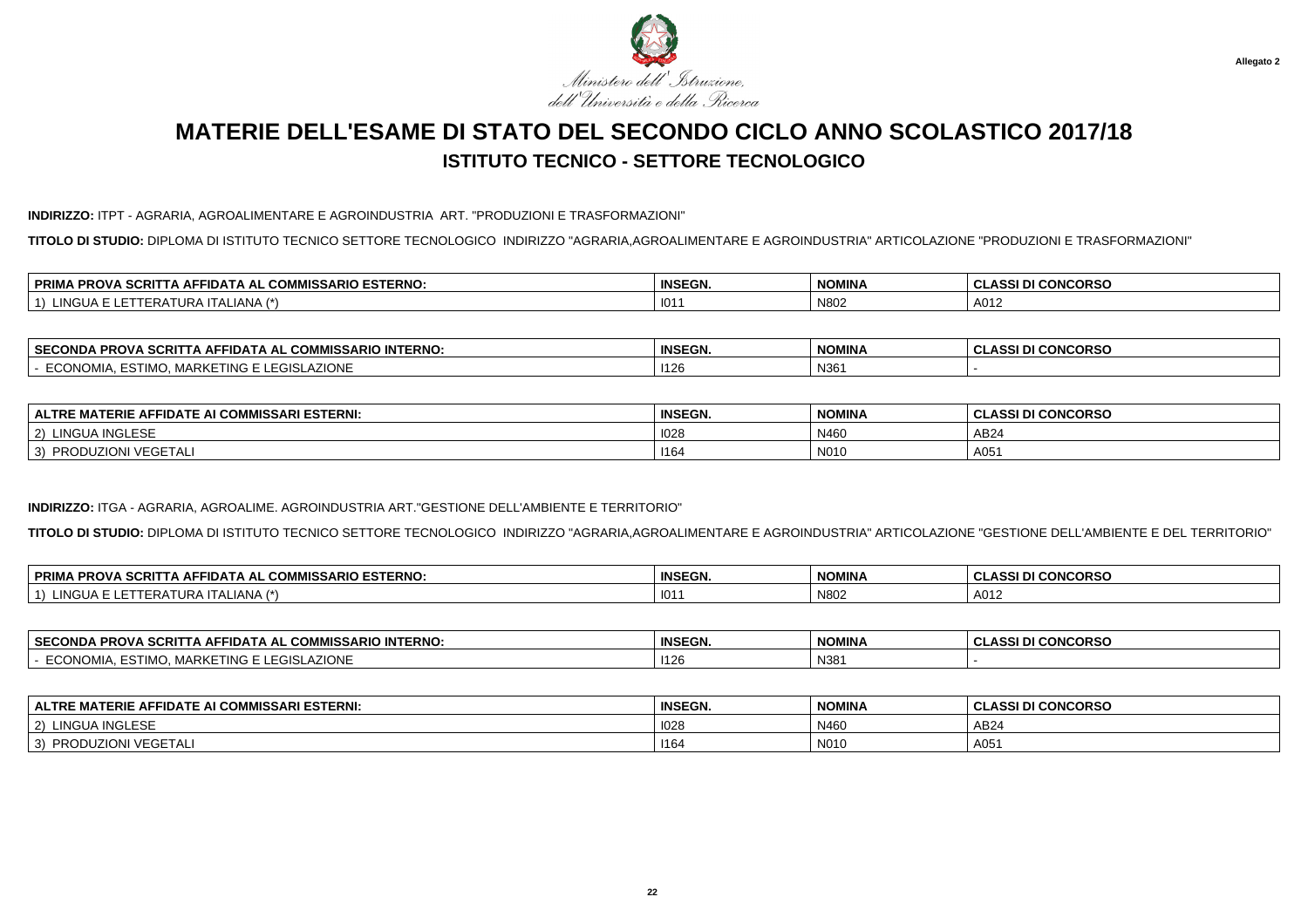Allegato 2

Ministero dell'Istruzione, dell'Università e della Ricerca

# MATERIE DELL'ESAME DI STATO DEL SECONDO CICLO ANNO SCOLASTICO 2017/18

## ISTITUTO TECNICO - SETTORE TECNOLOGICO

**INDIRIZZO:** ITPT - AGRARIA, AGROALIMENTARE E AGROINDUSTRIA ART. "PRODUZIONI E TRASFORMAZIONI"

**TITOLO DI STUDIO:** DIPLOMA DI ISTITUTO TECNICO SETTORE TECNOLOGICO INDIRIZZO "AGRARIA,AGROALIMENTARE E AGROINDUSTRIA" ARTICOLAZIONE "PRODUZIONI E TRASFORMAZIONI"

| PRIMA PROVA SCRITTA AFFIDATA AL COMMISSARIO ESTERNO: | INSEGN. | NOMINA | CLASSI DI CONCORSO |
|---|---|---|---|
| 1) LINGUA E LETTERATURA ITALIANA (*) | I011 | N802 | A012 |

| SECONDA PROVA SCRITTA AFFIDATA AL COMMISSARIO INTERNO: | INSEGN. | NOMINA | CLASSI DI CONCORSO |
|---|---|---|---|
| - ECONOMIA, ESTIMO, MARKETING E LEGISLAZIONE | I126 | N361 | - |

| ALTRE MATERIE AFFIDATE AI COMMISSARI ESTERNI: | INSEGN. | NOMINA | CLASSI DI CONCORSO |
|---|---|---|---|
| 2) LINGUA INGLESE | I028 | N460 | AB24 |
| 3) PRODUZIONI VEGETALI | I164 | N010 | A051 |

**INDIRIZZO:** ITGA - AGRARIA, AGROALIME. AGROINDUSTRIA ART."GESTIONE DELL'AMBIENTE E TERRITORIO"

**TITOLO DI STUDIO:** DIPLOMA DI ISTITUTO TECNICO SETTORE TECNOLOGICO INDIRIZZO "AGRARIA,AGROALIMENTARE E AGROINDUSTRIA" ARTICOLAZIONE "GESTIONE DELL'AMBIENTE E DEL TERRITORIO"

| PRIMA PROVA SCRITTA AFFIDATA AL COMMISSARIO ESTERNO: | INSEGN. | NOMINA | CLASSI DI CONCORSO |
|---|---|---|---|
| 1) LINGUA E LETTERATURA ITALIANA (*) | I011 | N802 | A012 |

| SECONDA PROVA SCRITTA AFFIDATA AL COMMISSARIO INTERNO: | INSEGN. | NOMINA | CLASSI DI CONCORSO |
|---|---|---|---|
| - ECONOMIA, ESTIMO, MARKETING E LEGISLAZIONE | I126 | N381 | - |

| ALTRE MATERIE AFFIDATE AI COMMISSARI ESTERNI: | INSEGN. | NOMINA | CLASSI DI CONCORSO |
|---|---|---|---|
| 2) LINGUA INGLESE | I028 | N460 | AB24 |
| 3) PRODUZIONI VEGETALI | I164 | N010 | A051 |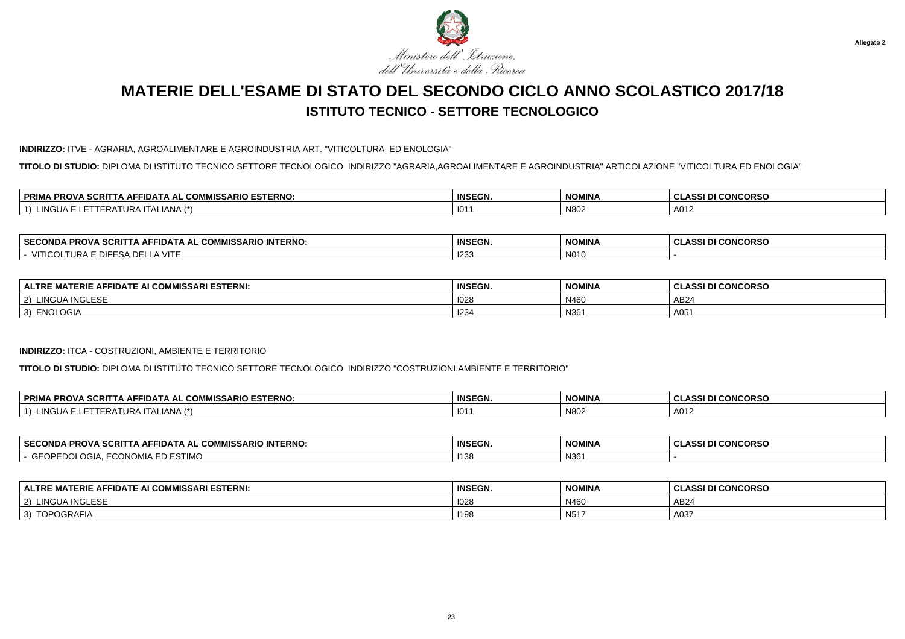Allegato 2

Ministero dell'Istruzione, dell'Università e della Ricerca

# MATERIE DELL'ESAME DI STATO DEL SECONDO CICLO ANNO SCOLASTICO 2017/18

## ISTITUTO TECNICO - SETTORE TECNOLOGICO

**INDIRIZZO:** ITVE - AGRARIA, AGROALIMENTARE E AGROINDUSTRIA ART. "VITICOLTURA ED ENOLOGIA"

**TITOLO DI STUDIO:** DIPLOMA DI ISTITUTO TECNICO SETTORE TECNOLOGICO INDIRIZZO "AGRARIA,AGROALIMENTARE E AGROINDUSTRIA" ARTICOLAZIONE "VITICOLTURA ED ENOLOGIA"

| PRIMA PROVA SCRITTA AFFIDATA AL COMMISSARIO ESTERNO: | INSEGN. | NOMINA | CLASSI DI CONCORSO |
|---|---|---|---|
| 1) LINGUA E LETTERATURA ITALIANA (*) | I011 | N802 | A012 |

| SECONDA PROVA SCRITTA AFFIDATA AL COMMISSARIO INTERNO: | INSEGN. | NOMINA | CLASSI DI CONCORSO |
|---|---|---|---|
| - VITICOLTURA E DIFESA DELLA VITE | I233 | N010 | - |

| ALTRE MATERIE AFFIDATE AI COMMISSARI ESTERNI: | INSEGN. | NOMINA | CLASSI DI CONCORSO |
|---|---|---|---|
| 2) LINGUA INGLESE | I028 | N460 | AB24 |
| 3) ENOLOGIA | I234 | N361 | A051 |

**INDIRIZZO:** ITCA - COSTRUZIONI, AMBIENTE E TERRITORIO

**TITOLO DI STUDIO:** DIPLOMA DI ISTITUTO TECNICO SETTORE TECNOLOGICO INDIRIZZO "COSTRUZIONI,AMBIENTE E TERRITORIO"

| PRIMA PROVA SCRITTA AFFIDATA AL COMMISSARIO ESTERNO: | INSEGN. | NOMINA | CLASSI DI CONCORSO |
|---|---|---|---|
| 1) LINGUA E LETTERATURA ITALIANA (*) | I011 | N802 | A012 |

| SECONDA PROVA SCRITTA AFFIDATA AL COMMISSARIO INTERNO: | INSEGN. | NOMINA | CLASSI DI CONCORSO |
|---|---|---|---|
| - GEOPEDOLOGIA, ECONOMIA ED ESTIMO | I138 | N361 | - |

| ALTRE MATERIE AFFIDATE AI COMMISSARI ESTERNI: | INSEGN. | NOMINA | CLASSI DI CONCORSO |
|---|---|---|---|
| 2) LINGUA INGLESE | I028 | N460 | AB24 |
| 3) TOPOGRAFIA | I198 | N517 | A037 |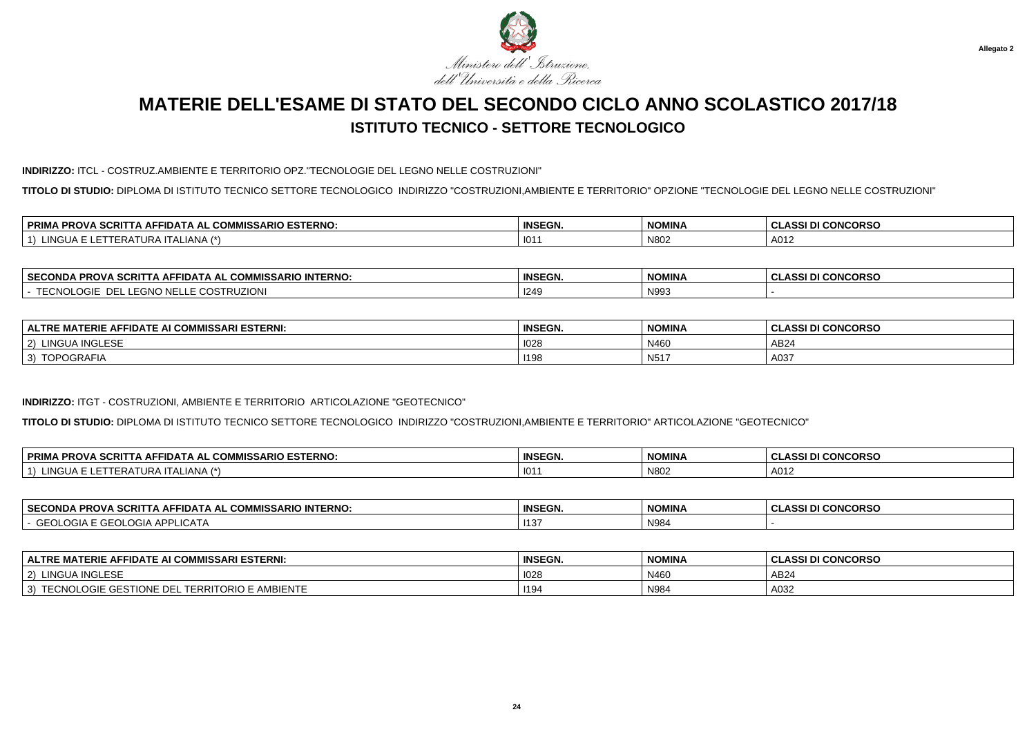Ministero dell'Istruzione, dell'Università e della Ricerca

Allegato 2

# MATERIE DELL'ESAME DI STATO DEL SECONDO CICLO ANNO SCOLASTICO 2017/18

## ISTITUTO TECNICO - SETTORE TECNOLOGICO

**INDIRIZZO:** ITCL - COSTRUZ.AMBIENTE E TERRITORIO OPZ."TECNOLOGIE DEL LEGNO NELLE COSTRUZIONI"

**TITOLO DI STUDIO:** DIPLOMA DI ISTITUTO TECNICO SETTORE TECNOLOGICO INDIRIZZO "COSTRUZIONI,AMBIENTE E TERRITORIO" OPZIONE "TECNOLOGIE DEL LEGNO NELLE COSTRUZIONI"

| PRIMA PROVA SCRITTA AFFIDATA AL COMMISSARIO ESTERNO: | INSEGN. | NOMINA | CLASSI DI CONCORSO |
| --- | --- | --- | --- |
| 1) LINGUA E LETTERATURA ITALIANA (*) | I011 | N802 | A012 |

| SECONDA PROVA SCRITTA AFFIDATA AL COMMISSARIO INTERNO: | INSEGN. | NOMINA | CLASSI DI CONCORSO |
| --- | --- | --- | --- |
| - TECNOLOGIE DEL LEGNO NELLE COSTRUZIONI | I249 | N993 | - |

| ALTRE MATERIE AFFIDATE AI COMMISSARI ESTERNI: | INSEGN. | NOMINA | CLASSI DI CONCORSO |
| --- | --- | --- | --- |
| 2) LINGUA INGLESE | I028 | N460 | AB24 |
| 3) TOPOGRAFIA | I198 | N517 | A037 |

**INDIRIZZO:** ITGT - COSTRUZIONI, AMBIENTE E TERRITORIO ARTICOLAZIONE "GEOTECNICO"

**TITOLO DI STUDIO:** DIPLOMA DI ISTITUTO TECNICO SETTORE TECNOLOGICO INDIRIZZO "COSTRUZIONI,AMBIENTE E TERRITORIO" ARTICOLAZIONE "GEOTECNICO"

| PRIMA PROVA SCRITTA AFFIDATA AL COMMISSARIO ESTERNO: | INSEGN. | NOMINA | CLASSI DI CONCORSO |
| --- | --- | --- | --- |
| 1) LINGUA E LETTERATURA ITALIANA (*) | I011 | N802 | A012 |

| SECONDA PROVA SCRITTA AFFIDATA AL COMMISSARIO INTERNO: | INSEGN. | NOMINA | CLASSI DI CONCORSO |
| --- | --- | --- | --- |
| - GEOLOGIA E GEOLOGIA APPLICATA | I137 | N984 | - |

| ALTRE MATERIE AFFIDATE AI COMMISSARI ESTERNI: | INSEGN. | NOMINA | CLASSI DI CONCORSO |
| --- | --- | --- | --- |
| 2) LINGUA INGLESE | I028 | N460 | AB24 |
| 3) TECNOLOGIE GESTIONE DEL TERRITORIO E AMBIENTE | I194 | N984 | A032 |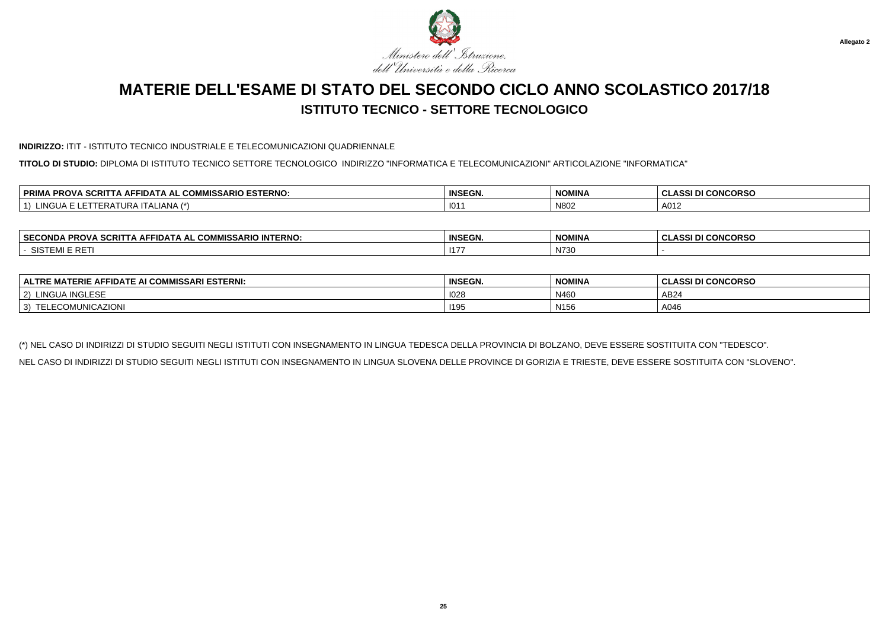Ministero dell'Istruzione, dell'Università e della Ricerca

**Allegato 2**

# MATERIE DELL'ESAME DI STATO DEL SECONDO CICLO ANNO SCOLASTICO 2017/18

## ISTITUTO TECNICO - SETTORE TECNOLOGICO

**INDIRIZZO:** ITIT - ISTITUTO TECNICO INDUSTRIALE E TELECOMUNICAZIONI QUADRIENNALE

**TITOLO DI STUDIO:** DIPLOMA DI ISTITUTO TECNICO SETTORE TECNOLOGICO INDIRIZZO "INFORMATICA E TELECOMUNICAZIONI" ARTICOLAZIONE "INFORMATICA"

| PRIMA PROVA SCRITTA AFFIDATA AL COMMISSARIO ESTERNO: | INSEGN. | NOMINA | CLASSI DI CONCORSO |
|---|---|---|---|
| 1) LINGUA E LETTERATURA ITALIANA (*) | I011 | N802 | A012 |

| SECONDA PROVA SCRITTA AFFIDATA AL COMMISSARIO INTERNO: | INSEGN. | NOMINA | CLASSI DI CONCORSO |
|---|---|---|---|
| - SISTEMI E RETI | I177 | N730 | - |

| ALTRE MATERIE AFFIDATE AI COMMISSARI ESTERNI: | INSEGN. | NOMINA | CLASSI DI CONCORSO |
|---|---|---|---|
| 2) LINGUA INGLESE | I028 | N460 | AB24 |
| 3) TELECOMUNICAZIONI | I195 | N156 | A046 |

(*) NEL CASO DI INDIRIZZI DI STUDIO SEGUITI NEGLI ISTITUTI CON INSEGNAMENTO IN LINGUA TEDESCA DELLA PROVINCIA DI BOLZANO, DEVE ESSERE SOSTITUITA CON "TEDESCO".

NEL CASO DI INDIRIZZI DI STUDIO SEGUITI NEGLI ISTITUTI CON INSEGNAMENTO IN LINGUA SLOVENA DELLE PROVINCE DI GORIZIA E TRIESTE, DEVE ESSERE SOSTITUITA CON "SLOVENO".